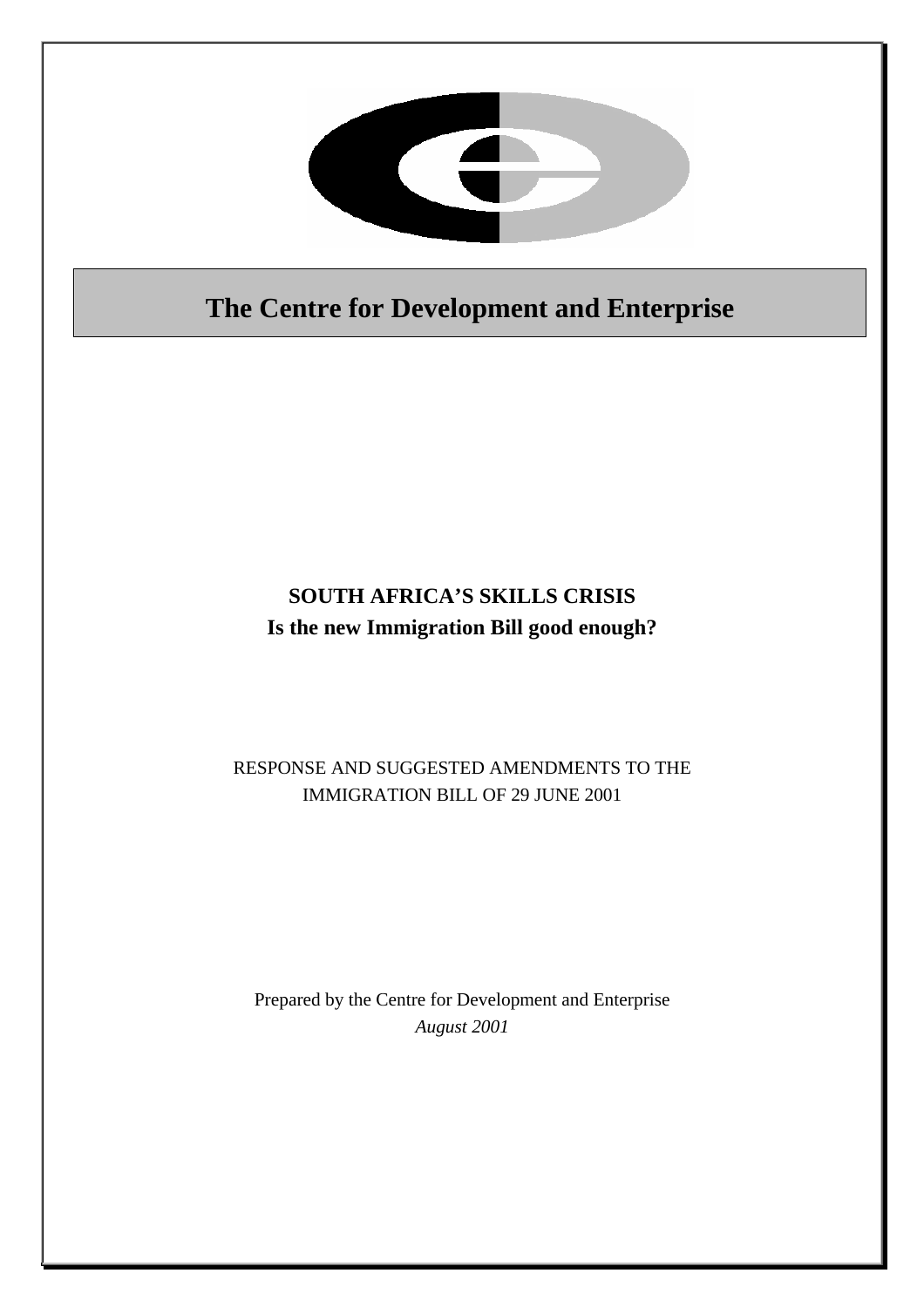# The Centre for Development and Enterprise

## SOUTH AFRICA'S SKILLS CRISIS
**Is the new Immigration Bill good enough?**

RESPONSE AND SUGGESTED AMENDMENTS TO THE IMMIGRATION BILL OF 29 JUNE 2001

Prepared by the Centre for Development and Enterprise
*August 2001*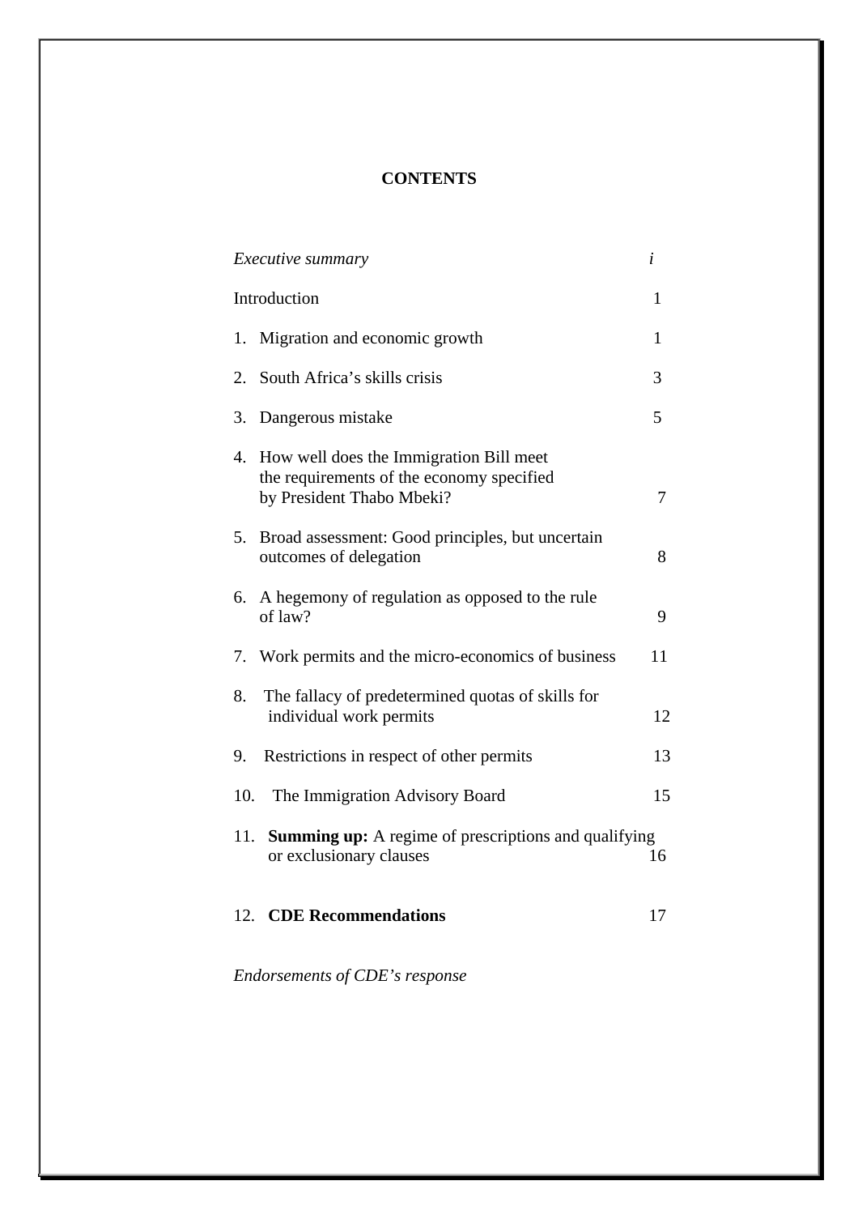# CONTENTS

| | |
|---|---|
| *Executive summary* | *i* |
| Introduction | 1 |
| 1. Migration and economic growth | 1 |
| 2. South Africa's skills crisis | 3 |
| 3. Dangerous mistake | 5 |
| 4. How well does the Immigration Bill meet the requirements of the economy specified by President Thabo Mbeki? | 7 |
| 5. Broad assessment: Good principles, but uncertain outcomes of delegation | 8 |
| 6. A hegemony of regulation as opposed to the rule of law? | 9 |
| 7. Work permits and the micro-economics of business | 11 |
| 8. The fallacy of predetermined quotas of skills for individual work permits | 12 |
| 9. Restrictions in respect of other permits | 13 |
| 10. The Immigration Advisory Board | 15 |
| 11. **Summing up:** A regime of prescriptions and qualifying or exclusionary clauses | 16 |
| 12. **CDE Recommendations** | 17 |
| *Endorsements of CDE's response* | |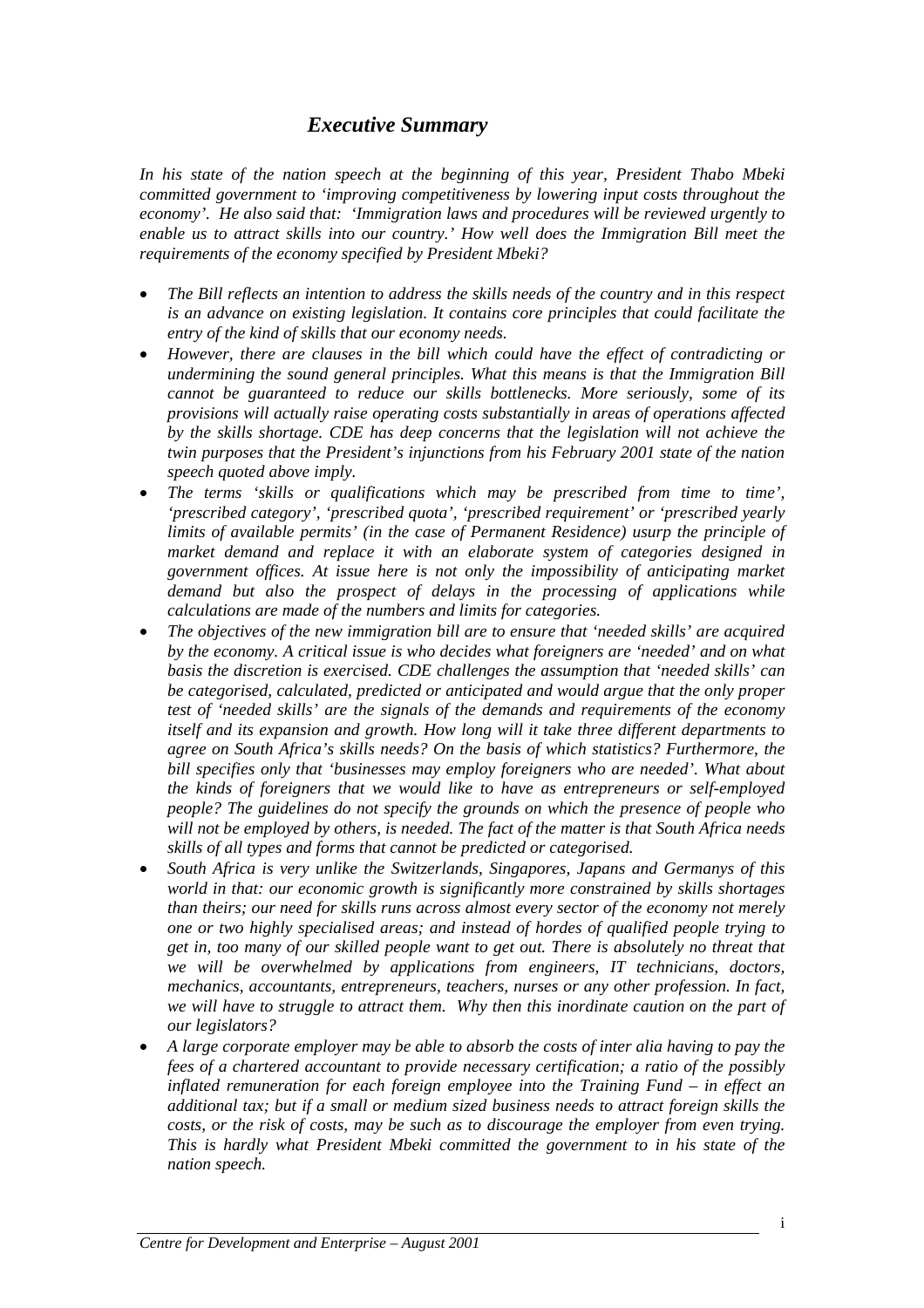## *Executive Summary*

*In his state of the nation speech at the beginning of this year, President Thabo Mbeki committed government to 'improving competitiveness by lowering input costs throughout the economy'. He also said that: 'Immigration laws and procedures will be reviewed urgently to enable us to attract skills into our country.' How well does the Immigration Bill meet the requirements of the economy specified by President Mbeki?*

- *The Bill reflects an intention to address the skills needs of the country and in this respect is an advance on existing legislation. It contains core principles that could facilitate the entry of the kind of skills that our economy needs.*
- *However, there are clauses in the bill which could have the effect of contradicting or undermining the sound general principles. What this means is that the Immigration Bill cannot be guaranteed to reduce our skills bottlenecks. More seriously, some of its provisions will actually raise operating costs substantially in areas of operations affected by the skills shortage. CDE has deep concerns that the legislation will not achieve the twin purposes that the President's injunctions from his February 2001 state of the nation speech quoted above imply.*
- *The terms 'skills or qualifications which may be prescribed from time to time', 'prescribed category', 'prescribed quota', 'prescribed requirement' or 'prescribed yearly limits of available permits' (in the case of Permanent Residence) usurp the principle of market demand and replace it with an elaborate system of categories designed in government offices. At issue here is not only the impossibility of anticipating market demand but also the prospect of delays in the processing of applications while calculations are made of the numbers and limits for categories.*
- *The objectives of the new immigration bill are to ensure that 'needed skills' are acquired by the economy. A critical issue is who decides what foreigners are 'needed' and on what basis the discretion is exercised. CDE challenges the assumption that 'needed skills' can be categorised, calculated, predicted or anticipated and would argue that the only proper test of 'needed skills' are the signals of the demands and requirements of the economy itself and its expansion and growth. How long will it take three different departments to agree on South Africa's skills needs? On the basis of which statistics? Furthermore, the bill specifies only that 'businesses may employ foreigners who are needed'. What about the kinds of foreigners that we would like to have as entrepreneurs or self-employed people? The guidelines do not specify the grounds on which the presence of people who will not be employed by others, is needed. The fact of the matter is that South Africa needs skills of all types and forms that cannot be predicted or categorised.*
- *South Africa is very unlike the Switzerlands, Singapores, Japans and Germanys of this world in that: our economic growth is significantly more constrained by skills shortages than theirs; our need for skills runs across almost every sector of the economy not merely one or two highly specialised areas; and instead of hordes of qualified people trying to get in, too many of our skilled people want to get out. There is absolutely no threat that we will be overwhelmed by applications from engineers, IT technicians, doctors, mechanics, accountants, entrepreneurs, teachers, nurses or any other profession. In fact, we will have to struggle to attract them. Why then this inordinate caution on the part of our legislators?*
- *A large corporate employer may be able to absorb the costs of inter alia having to pay the fees of a chartered accountant to provide necessary certification; a ratio of the possibly inflated remuneration for each foreign employee into the Training Fund – in effect an additional tax; but if a small or medium sized business needs to attract foreign skills the costs, or the risk of costs, may be such as to discourage the employer from even trying. This is hardly what President Mbeki committed the government to in his state of the nation speech.*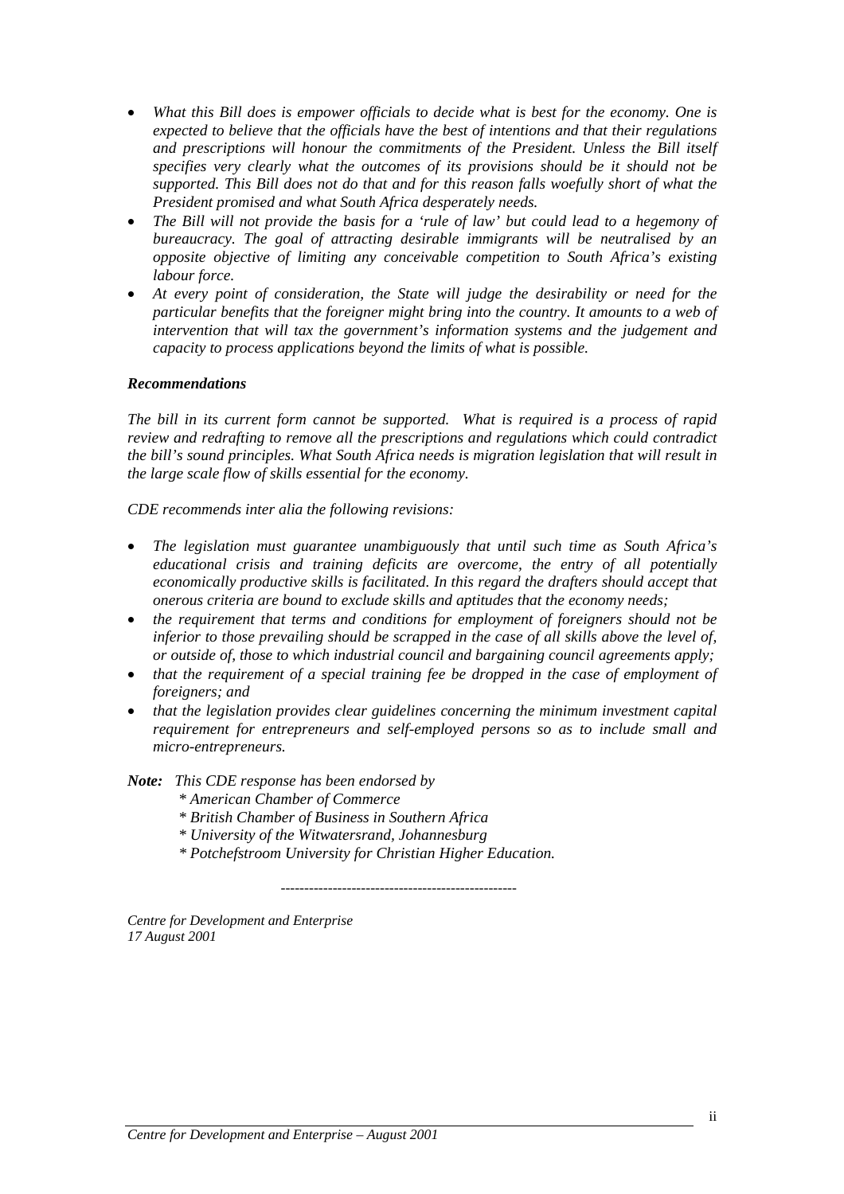- *What this Bill does is empower officials to decide what is best for the economy. One is expected to believe that the officials have the best of intentions and that their regulations and prescriptions will honour the commitments of the President. Unless the Bill itself specifies very clearly what the outcomes of its provisions should be it should not be supported. This Bill does not do that and for this reason falls woefully short of what the President promised and what South Africa desperately needs.*
- *The Bill will not provide the basis for a 'rule of law' but could lead to a hegemony of bureaucracy. The goal of attracting desirable immigrants will be neutralised by an opposite objective of limiting any conceivable competition to South Africa's existing labour force.*
- *At every point of consideration, the State will judge the desirability or need for the particular benefits that the foreigner might bring into the country. It amounts to a web of intervention that will tax the government's information systems and the judgement and capacity to process applications beyond the limits of what is possible.*

***Recommendations***

*The bill in its current form cannot be supported. What is required is a process of rapid review and redrafting to remove all the prescriptions and regulations which could contradict the bill's sound principles. What South Africa needs is migration legislation that will result in the large scale flow of skills essential for the economy.*

*CDE recommends inter alia the following revisions:*

- *The legislation must guarantee unambiguously that until such time as South Africa's educational crisis and training deficits are overcome, the entry of all potentially economically productive skills is facilitated. In this regard the drafters should accept that onerous criteria are bound to exclude skills and aptitudes that the economy needs;*
- *the requirement that terms and conditions for employment of foreigners should not be inferior to those prevailing should be scrapped in the case of all skills above the level of, or outside of, those to which industrial council and bargaining council agreements apply;*
- *that the requirement of a special training fee be dropped in the case of employment of foreigners; and*
- *that the legislation provides clear guidelines concerning the minimum investment capital requirement for entrepreneurs and self-employed persons so as to include small and micro-entrepreneurs.*

***Note:*** *This CDE response has been endorsed by*
*\* American Chamber of Commerce*
*\* British Chamber of Business in Southern Africa*
*\* University of the Witwatersrand, Johannesburg*
*\* Potchefstroom University for Christian Higher Education.*

---

*Centre for Development and Enterprise*
*17 August 2001*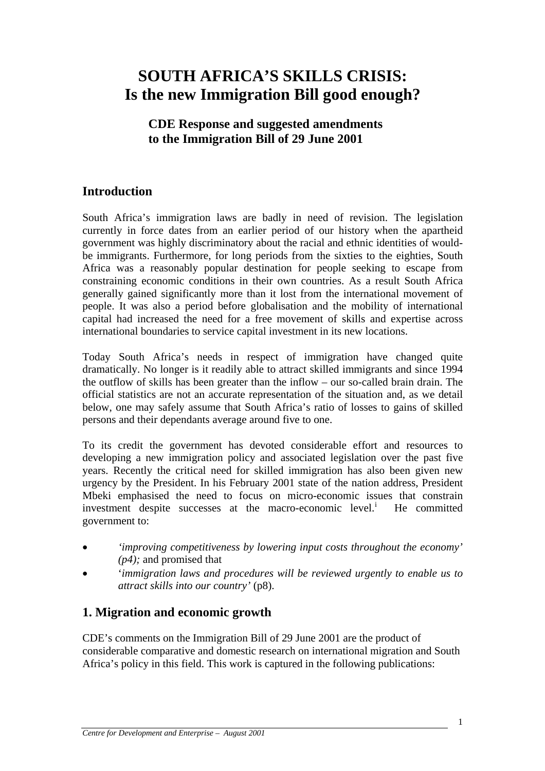// SOUTH AFRICA'S SKILLS CRISIS:
# SOUTH AFRICA'S SKILLS CRISIS: Is the new Immigration Bill good enough?

### CDE Response and suggested amendments to the Immigration Bill of 29 June 2001

## Introduction

South Africa's immigration laws are badly in need of revision. The legislation currently in force dates from an earlier period of our history when the apartheid government was highly discriminatory about the racial and ethnic identities of would-be immigrants. Furthermore, for long periods from the sixties to the eighties, South Africa was a reasonably popular destination for people seeking to escape from constraining economic conditions in their own countries. As a result South Africa generally gained significantly more than it lost from the international movement of people. It was also a period before globalisation and the mobility of international capital had increased the need for a free movement of skills and expertise across international boundaries to service capital investment in its new locations.

Today South Africa's needs in respect of immigration have changed quite dramatically. No longer is it readily able to attract skilled immigrants and since 1994 the outflow of skills has been greater than the inflow – our so-called brain drain. The official statistics are not an accurate representation of the situation and, as we detail below, one may safely assume that South Africa's ratio of losses to gains of skilled persons and their dependants average around five to one.

To its credit the government has devoted considerable effort and resources to developing a new immigration policy and associated legislation over the past five years. Recently the critical need for skilled immigration has also been given new urgency by the President. In his February 2001 state of the nation address, President Mbeki emphasised the need to focus on micro-economic issues that constrain investment despite successes at the macro-economic level.[i] He committed government to:

- *'improving competitiveness by lowering input costs throughout the economy' (p4);* and promised that
- '*immigration laws and procedures will be reviewed urgently to enable us to attract skills into our country'* (p8).

## 1. Migration and economic growth

CDE's comments on the Immigration Bill of 29 June 2001 are the product of considerable comparative and domestic research on international migration and South Africa's policy in this field. This work is captured in the following publications: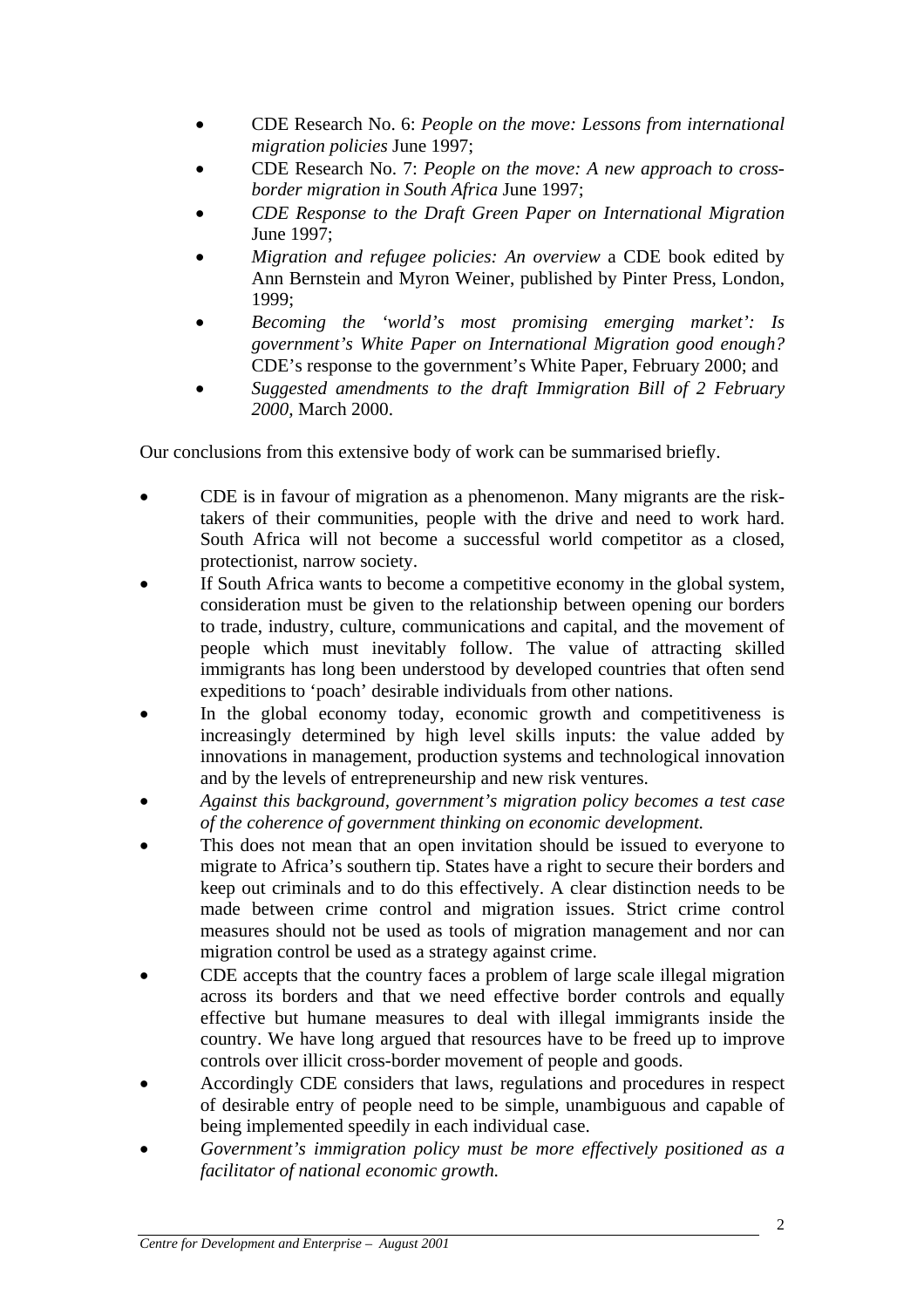- CDE Research No. 6: *People on the move: Lessons from international migration policies* June 1997;
- CDE Research No. 7: *People on the move: A new approach to cross-border migration in South Africa* June 1997;
- *CDE Response to the Draft Green Paper on International Migration* June 1997;
- *Migration and refugee policies: An overview* a CDE book edited by Ann Bernstein and Myron Weiner, published by Pinter Press, London, 1999;
- *Becoming the 'world's most promising emerging market': Is government's White Paper on International Migration good enough?* CDE's response to the government's White Paper, February 2000; and
- *Suggested amendments to the draft Immigration Bill of 2 February 2000*, March 2000.

Our conclusions from this extensive body of work can be summarised briefly.

- CDE is in favour of migration as a phenomenon. Many migrants are the risk-takers of their communities, people with the drive and need to work hard. South Africa will not become a successful world competitor as a closed, protectionist, narrow society.
- If South Africa wants to become a competitive economy in the global system, consideration must be given to the relationship between opening our borders to trade, industry, culture, communications and capital, and the movement of people which must inevitably follow. The value of attracting skilled immigrants has long been understood by developed countries that often send expeditions to 'poach' desirable individuals from other nations.
- In the global economy today, economic growth and competitiveness is increasingly determined by high level skills inputs: the value added by innovations in management, production systems and technological innovation and by the levels of entrepreneurship and new risk ventures.
- *Against this background, government's migration policy becomes a test case of the coherence of government thinking on economic development.*
- This does not mean that an open invitation should be issued to everyone to migrate to Africa's southern tip. States have a right to secure their borders and keep out criminals and to do this effectively. A clear distinction needs to be made between crime control and migration issues. Strict crime control measures should not be used as tools of migration management and nor can migration control be used as a strategy against crime.
- CDE accepts that the country faces a problem of large scale illegal migration across its borders and that we need effective border controls and equally effective but humane measures to deal with illegal immigrants inside the country. We have long argued that resources have to be freed up to improve controls over illicit cross-border movement of people and goods.
- Accordingly CDE considers that laws, regulations and procedures in respect of desirable entry of people need to be simple, unambiguous and capable of being implemented speedily in each individual case.
- *Government's immigration policy must be more effectively positioned as a facilitator of national economic growth.*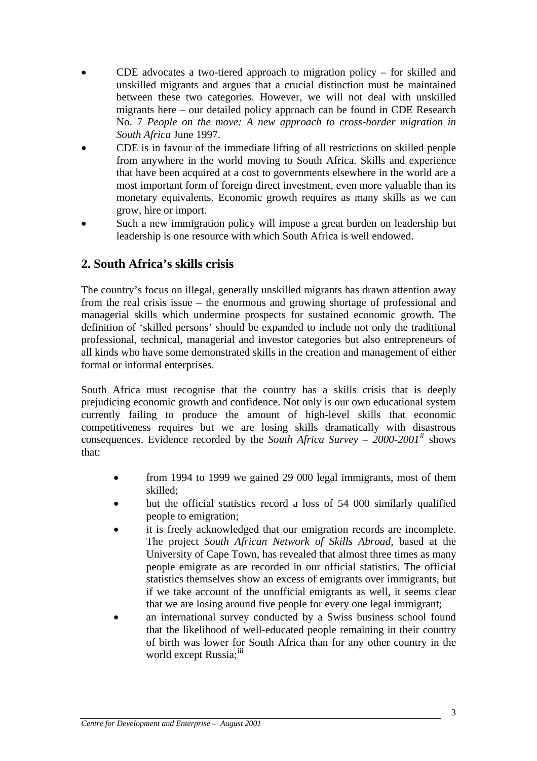- CDE advocates a two-tiered approach to migration policy – for skilled and unskilled migrants and argues that a crucial distinction must be maintained between these two categories. However, we will not deal with unskilled migrants here – our detailed policy approach can be found in CDE Research No. 7 *People on the move: A new approach to cross-border migration in South Africa* June 1997.
- CDE is in favour of the immediate lifting of all restrictions on skilled people from anywhere in the world moving to South Africa. Skills and experience that have been acquired at a cost to governments elsewhere in the world are a most important form of foreign direct investment, even more valuable than its monetary equivalents. Economic growth requires as many skills as we can grow, hire or import.
- Such a new immigration policy will impose a great burden on leadership but leadership is one resource with which South Africa is well endowed.

## 2. South Africa's skills crisis

The country's focus on illegal, generally unskilled migrants has drawn attention away from the real crisis issue – the enormous and growing shortage of professional and managerial skills which undermine prospects for sustained economic growth. The definition of 'skilled persons' should be expanded to include not only the traditional professional, technical, managerial and investor categories but also entrepreneurs of all kinds who have some demonstrated skills in the creation and management of either formal or informal enterprises.

South Africa must recognise that the country has a skills crisis that is deeply prejudicing economic growth and confidence. Not only is our own educational system currently failing to produce the amount of high-level skills that economic competitiveness requires but we are losing skills dramatically with disastrous consequences. Evidence recorded by the *South Africa Survey – 2000-2001*[ii] shows that:

- from 1994 to 1999 we gained 29 000 legal immigrants, most of them skilled;
- but the official statistics record a loss of 54 000 similarly qualified people to emigration;
- it is freely acknowledged that our emigration records are incomplete. The project *South African Network of Skills Abroad*, based at the University of Cape Town, has revealed that almost three times as many people emigrate as are recorded in our official statistics. The official statistics themselves show an excess of emigrants over immigrants, but if we take account of the unofficial emigrants as well, it seems clear that we are losing around five people for every one legal immigrant;
- an international survey conducted by a Swiss business school found that the likelihood of well-educated people remaining in their country of birth was lower for South Africa than for any other country in the world except Russia;[iii]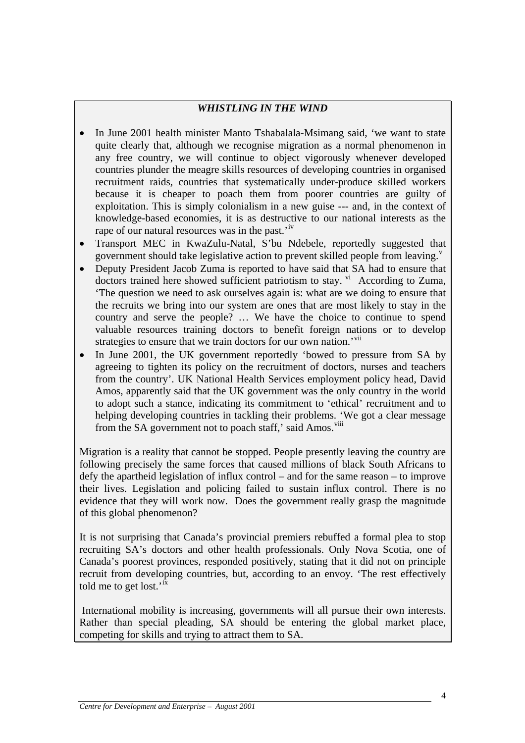### *WHISTLING IN THE WIND*

- In June 2001 health minister Manto Tshabalala-Msimang said, 'we want to state quite clearly that, although we recognise migration as a normal phenomenon in any free country, we will continue to object vigorously whenever developed countries plunder the meagre skills resources of developing countries in organised recruitment raids, countries that systematically under-produce skilled workers because it is cheaper to poach them from poorer countries are guilty of exploitation. This is simply colonialism in a new guise --- and, in the context of knowledge-based economies, it is as destructive to our national interests as the rape of our natural resources was in the past.'[iv]
- Transport MEC in KwaZulu-Natal, S'bu Ndebele, reportedly suggested that government should take legislative action to prevent skilled people from leaving.[v]
- Deputy President Jacob Zuma is reported to have said that SA had to ensure that doctors trained here showed sufficient patriotism to stay.[vi] According to Zuma, 'The question we need to ask ourselves again is: what are we doing to ensure that the recruits we bring into our system are ones that are most likely to stay in the country and serve the people? … We have the choice to continue to spend valuable resources training doctors to benefit foreign nations or to develop strategies to ensure that we train doctors for our own nation.'[vii]
- In June 2001, the UK government reportedly 'bowed to pressure from SA by agreeing to tighten its policy on the recruitment of doctors, nurses and teachers from the country'. UK National Health Services employment policy head, David Amos, apparently said that the UK government was the only country in the world to adopt such a stance, indicating its commitment to 'ethical' recruitment and to helping developing countries in tackling their problems. 'We got a clear message from the SA government not to poach staff,' said Amos.[viii]

Migration is a reality that cannot be stopped. People presently leaving the country are following precisely the same forces that caused millions of black South Africans to defy the apartheid legislation of influx control – and for the same reason – to improve their lives. Legislation and policing failed to sustain influx control. There is no evidence that they will work now. Does the government really grasp the magnitude of this global phenomenon?

It is not surprising that Canada's provincial premiers rebuffed a formal plea to stop recruiting SA's doctors and other health professionals. Only Nova Scotia, one of Canada's poorest provinces, responded positively, stating that it did not on principle recruit from developing countries, but, according to an envoy. 'The rest effectively told me to get lost.'[ix]

International mobility is increasing, governments will all pursue their own interests. Rather than special pleading, SA should be entering the global market place, competing for skills and trying to attract them to SA.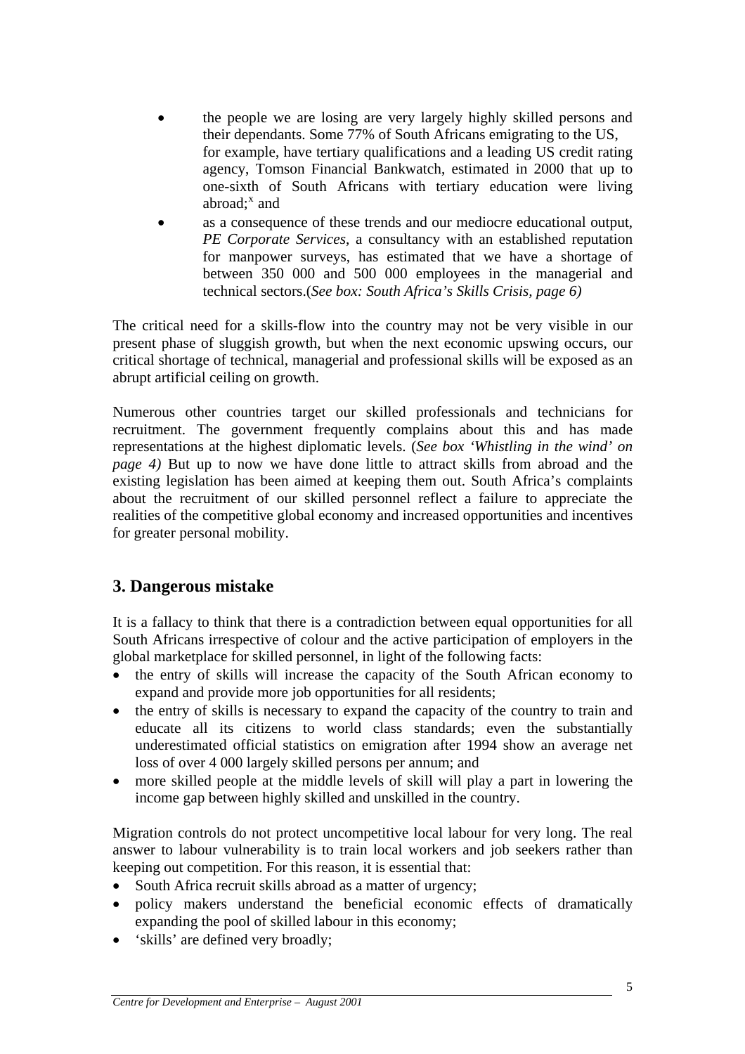- the people we are losing are very largely highly skilled persons and their dependants. Some 77% of South Africans emigrating to the US, for example, have tertiary qualifications and a leading US credit rating agency, Tomson Financial Bankwatch, estimated in 2000 that up to one-sixth of South Africans with tertiary education were living abroad;[x] and
- as a consequence of these trends and our mediocre educational output, *PE Corporate Services*, a consultancy with an established reputation for manpower surveys, has estimated that we have a shortage of between 350 000 and 500 000 employees in the managerial and technical sectors.(*See box: South Africa's Skills Crisis, page 6)*

The critical need for a skills-flow into the country may not be very visible in our present phase of sluggish growth, but when the next economic upswing occurs, our critical shortage of technical, managerial and professional skills will be exposed as an abrupt artificial ceiling on growth.

Numerous other countries target our skilled professionals and technicians for recruitment. The government frequently complains about this and has made representations at the highest diplomatic levels. (*See box 'Whistling in the wind' on page 4)* But up to now we have done little to attract skills from abroad and the existing legislation has been aimed at keeping them out. South Africa's complaints about the recruitment of our skilled personnel reflect a failure to appreciate the realities of the competitive global economy and increased opportunities and incentives for greater personal mobility.

## 3. Dangerous mistake

It is a fallacy to think that there is a contradiction between equal opportunities for all South Africans irrespective of colour and the active participation of employers in the global marketplace for skilled personnel, in light of the following facts:

- the entry of skills will increase the capacity of the South African economy to expand and provide more job opportunities for all residents;
- the entry of skills is necessary to expand the capacity of the country to train and educate all its citizens to world class standards; even the substantially underestimated official statistics on emigration after 1994 show an average net loss of over 4 000 largely skilled persons per annum; and
- more skilled people at the middle levels of skill will play a part in lowering the income gap between highly skilled and unskilled in the country.

Migration controls do not protect uncompetitive local labour for very long. The real answer to labour vulnerability is to train local workers and job seekers rather than keeping out competition. For this reason, it is essential that:

- South Africa recruit skills abroad as a matter of urgency;
- policy makers understand the beneficial economic effects of dramatically expanding the pool of skilled labour in this economy;
- 'skills' are defined very broadly;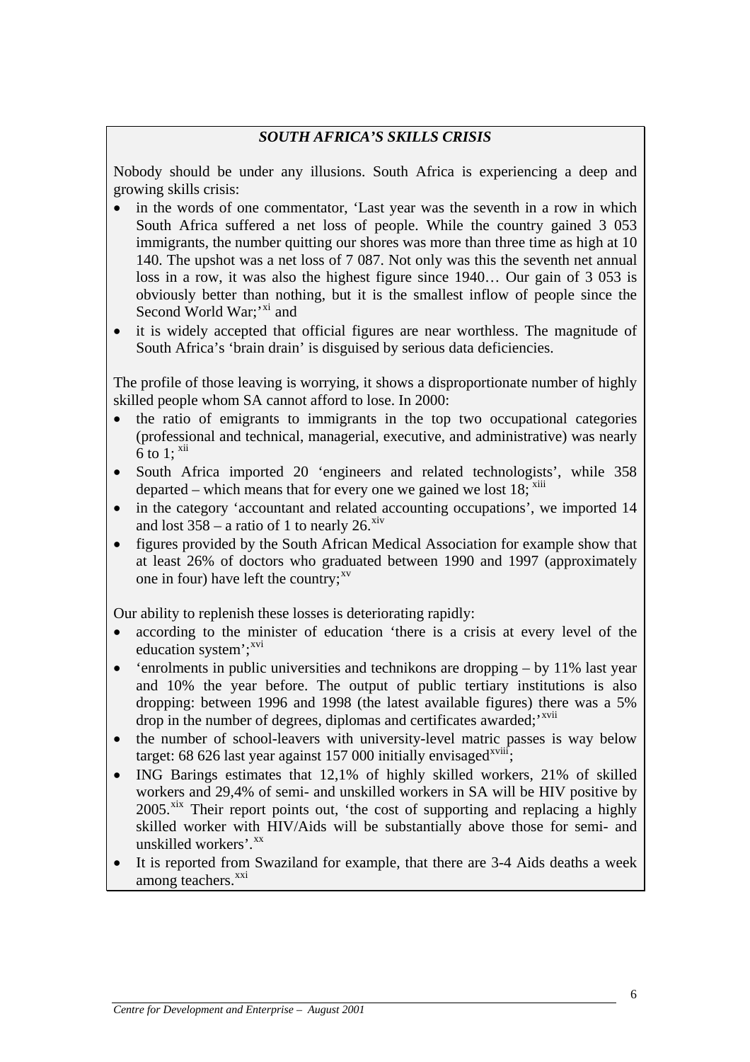### *SOUTH AFRICA'S SKILLS CRISIS*

Nobody should be under any illusions. South Africa is experiencing a deep and growing skills crisis:

- in the words of one commentator, 'Last year was the seventh in a row in which South Africa suffered a net loss of people. While the country gained 3 053 immigrants, the number quitting our shores was more than three time as high at 10 140. The upshot was a net loss of 7 087. Not only was this the seventh net annual loss in a row, it was also the highest figure since 1940… Our gain of 3 053 is obviously better than nothing, but it is the smallest inflow of people since the Second World War;'[xi] and
- it is widely accepted that official figures are near worthless. The magnitude of South Africa's 'brain drain' is disguised by serious data deficiencies.

The profile of those leaving is worrying, it shows a disproportionate number of highly skilled people whom SA cannot afford to lose. In 2000:

- the ratio of emigrants to immigrants in the top two occupational categories (professional and technical, managerial, executive, and administrative) was nearly 6 to 1; [xii]
- South Africa imported 20 'engineers and related technologists', while 358 departed – which means that for every one we gained we lost 18; [xiii]
- in the category 'accountant and related accounting occupations', we imported 14 and lost 358 – a ratio of 1 to nearly 26.[xiv]
- figures provided by the South African Medical Association for example show that at least 26% of doctors who graduated between 1990 and 1997 (approximately one in four) have left the country;[xv]

Our ability to replenish these losses is deteriorating rapidly:

- according to the minister of education 'there is a crisis at every level of the education system';[xvi]
- 'enrolments in public universities and technikons are dropping – by 11% last year and 10% the year before. The output of public tertiary institutions is also dropping: between 1996 and 1998 (the latest available figures) there was a 5% drop in the number of degrees, diplomas and certificates awarded;'[xvii]
- the number of school-leavers with university-level matric passes is way below target: 68 626 last year against 157 000 initially envisaged[xviii];
- ING Barings estimates that 12,1% of highly skilled workers, 21% of skilled workers and 29,4% of semi- and unskilled workers in SA will be HIV positive by 2005.[xix] Their report points out, 'the cost of supporting and replacing a highly skilled worker with HIV/Aids will be substantially above those for semi- and unskilled workers'.[xx]
- It is reported from Swaziland for example, that there are 3-4 Aids deaths a week among teachers.[xxi]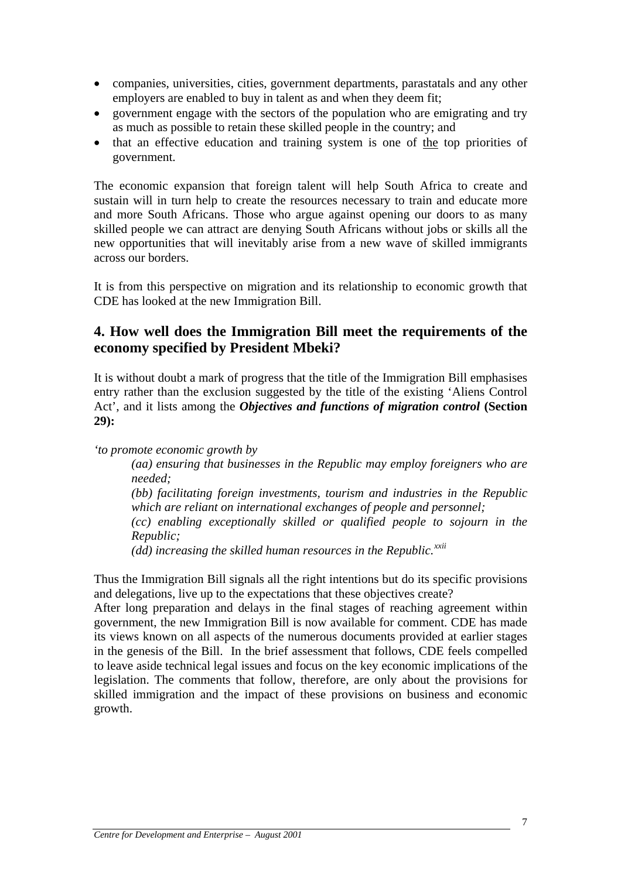- companies, universities, cities, government departments, parastatals and any other employers are enabled to buy in talent as and when they deem fit;
- government engage with the sectors of the population who are emigrating and try as much as possible to retain these skilled people in the country; and
- that an effective education and training system is one of <u>the</u> top priorities of government.

The economic expansion that foreign talent will help South Africa to create and sustain will in turn help to create the resources necessary to train and educate more and more South Africans. Those who argue against opening our doors to as many skilled people we can attract are denying South Africans without jobs or skills all the new opportunities that will inevitably arise from a new wave of skilled immigrants across our borders.

It is from this perspective on migration and its relationship to economic growth that CDE has looked at the new Immigration Bill.

## 4. How well does the Immigration Bill meet the requirements of the economy specified by President Mbeki?

It is without doubt a mark of progress that the title of the Immigration Bill emphasises entry rather than the exclusion suggested by the title of the existing 'Aliens Control Act', and it lists among the ***Objectives and functions of migration control*** **(Section 29):**

*'to promote economic growth by*

> *(aa) ensuring that businesses in the Republic may employ foreigners who are needed;*
>
> *(bb) facilitating foreign investments, tourism and industries in the Republic which are reliant on international exchanges of people and personnel;*
>
> *(cc) enabling exceptionally skilled or qualified people to sojourn in the Republic;*
>
> *(dd) increasing the skilled human resources in the Republic.*[xxii]

Thus the Immigration Bill signals all the right intentions but do its specific provisions and delegations, live up to the expectations that these objectives create?

After long preparation and delays in the final stages of reaching agreement within government, the new Immigration Bill is now available for comment. CDE has made its views known on all aspects of the numerous documents provided at earlier stages in the genesis of the Bill. In the brief assessment that follows, CDE feels compelled to leave aside technical legal issues and focus on the key economic implications of the legislation. The comments that follow, therefore, are only about the provisions for skilled immigration and the impact of these provisions on business and economic growth.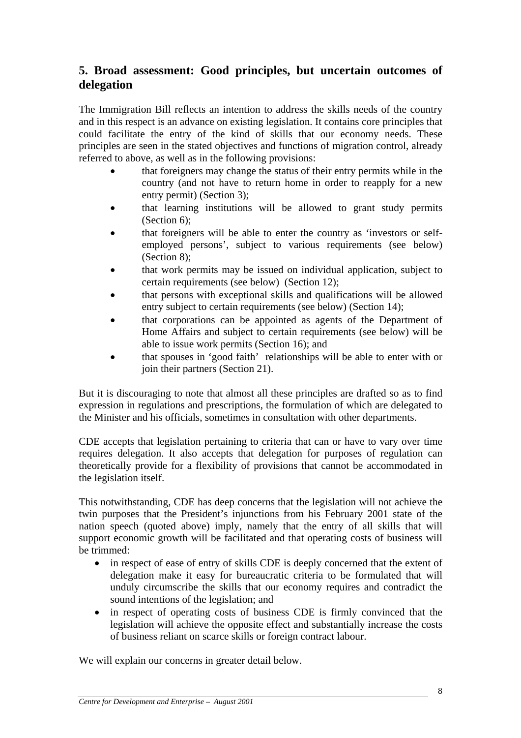## 5. Broad assessment: Good principles, but uncertain outcomes of delegation

The Immigration Bill reflects an intention to address the skills needs of the country and in this respect is an advance on existing legislation. It contains core principles that could facilitate the entry of the kind of skills that our economy needs. These principles are seen in the stated objectives and functions of migration control, already referred to above, as well as in the following provisions:

- that foreigners may change the status of their entry permits while in the country (and not have to return home in order to reapply for a new entry permit) (Section 3);
- that learning institutions will be allowed to grant study permits (Section 6);
- that foreigners will be able to enter the country as 'investors or self-employed persons', subject to various requirements (see below) (Section 8);
- that work permits may be issued on individual application, subject to certain requirements (see below) (Section 12);
- that persons with exceptional skills and qualifications will be allowed entry subject to certain requirements (see below) (Section 14);
- that corporations can be appointed as agents of the Department of Home Affairs and subject to certain requirements (see below) will be able to issue work permits (Section 16); and
- that spouses in 'good faith' relationships will be able to enter with or join their partners (Section 21).

But it is discouraging to note that almost all these principles are drafted so as to find expression in regulations and prescriptions, the formulation of which are delegated to the Minister and his officials, sometimes in consultation with other departments.

CDE accepts that legislation pertaining to criteria that can or have to vary over time requires delegation. It also accepts that delegation for purposes of regulation can theoretically provide for a flexibility of provisions that cannot be accommodated in the legislation itself.

This notwithstanding, CDE has deep concerns that the legislation will not achieve the twin purposes that the President's injunctions from his February 2001 state of the nation speech (quoted above) imply, namely that the entry of all skills that will support economic growth will be facilitated and that operating costs of business will be trimmed:

- in respect of ease of entry of skills CDE is deeply concerned that the extent of delegation make it easy for bureaucratic criteria to be formulated that will unduly circumscribe the skills that our economy requires and contradict the sound intentions of the legislation; and
- in respect of operating costs of business CDE is firmly convinced that the legislation will achieve the opposite effect and substantially increase the costs of business reliant on scarce skills or foreign contract labour.

We will explain our concerns in greater detail below.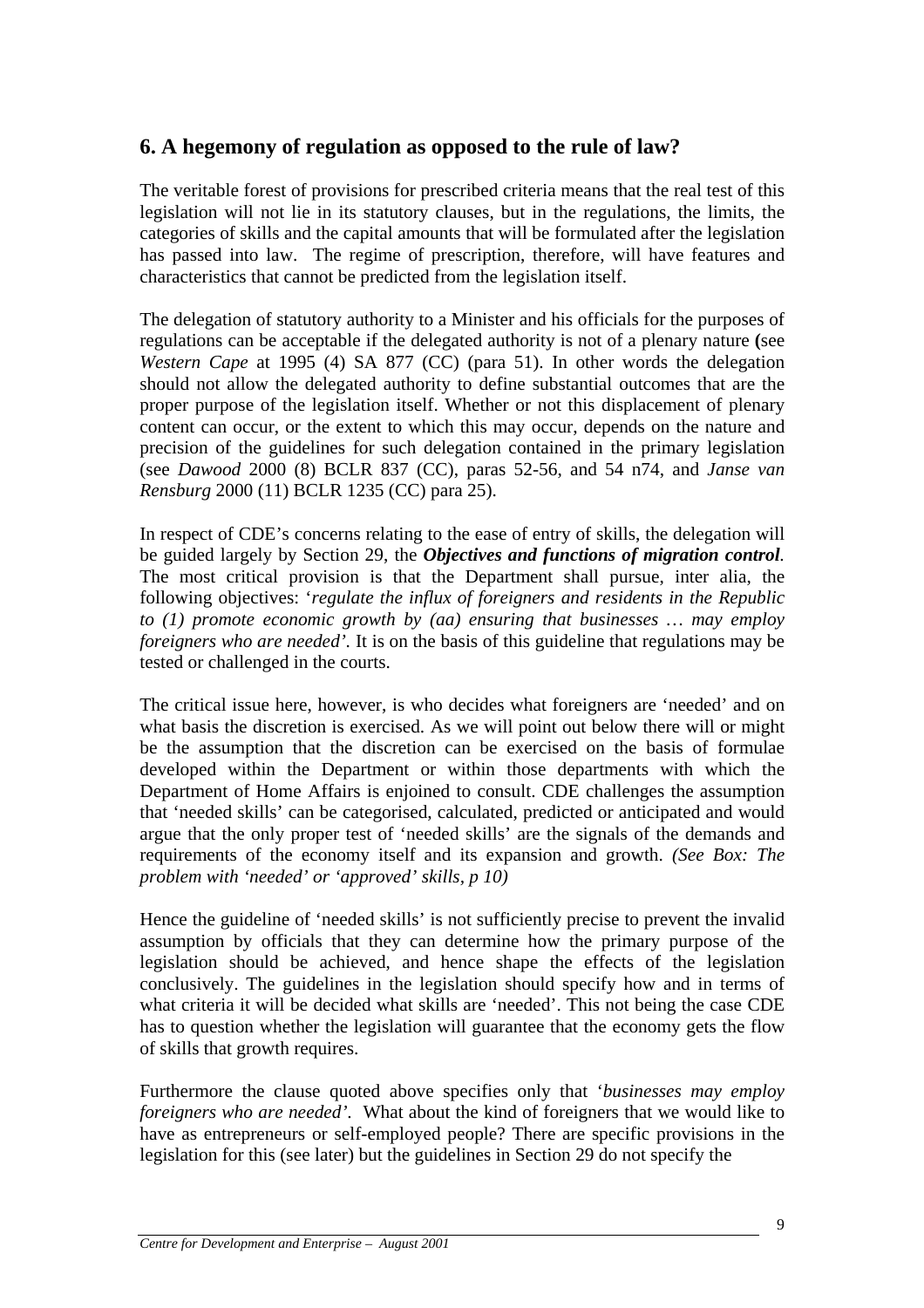## 6. A hegemony of regulation as opposed to the rule of law?

The veritable forest of provisions for prescribed criteria means that the real test of this legislation will not lie in its statutory clauses, but in the regulations, the limits, the categories of skills and the capital amounts that will be formulated after the legislation has passed into law. The regime of prescription, therefore, will have features and characteristics that cannot be predicted from the legislation itself.

The delegation of statutory authority to a Minister and his officials for the purposes of regulations can be acceptable if the delegated authority is not of a plenary nature **(**see *Western Cape* at 1995 (4) SA 877 (CC) (para 51). In other words the delegation should not allow the delegated authority to define substantial outcomes that are the proper purpose of the legislation itself. Whether or not this displacement of plenary content can occur, or the extent to which this may occur, depends on the nature and precision of the guidelines for such delegation contained in the primary legislation (see *Dawood* 2000 (8) BCLR 837 (CC), paras 52-56, and 54 n74, and *Janse van Rensburg* 2000 (11) BCLR 1235 (CC) para 25).

In respect of CDE's concerns relating to the ease of entry of skills, the delegation will be guided largely by Section 29, the ***Objectives and functions of migration control****.* The most critical provision is that the Department shall pursue, inter alia, the following objectives: '*regulate the influx of foreigners and residents in the Republic to (1) promote economic growth by (aa) ensuring that businesses … may employ foreigners who are needed'.* It is on the basis of this guideline that regulations may be tested or challenged in the courts.

The critical issue here, however, is who decides what foreigners are 'needed' and on what basis the discretion is exercised. As we will point out below there will or might be the assumption that the discretion can be exercised on the basis of formulae developed within the Department or within those departments with which the Department of Home Affairs is enjoined to consult. CDE challenges the assumption that 'needed skills' can be categorised, calculated, predicted or anticipated and would argue that the only proper test of 'needed skills' are the signals of the demands and requirements of the economy itself and its expansion and growth. *(See Box: The problem with 'needed' or 'approved' skills, p 10)*

Hence the guideline of 'needed skills' is not sufficiently precise to prevent the invalid assumption by officials that they can determine how the primary purpose of the legislation should be achieved, and hence shape the effects of the legislation conclusively. The guidelines in the legislation should specify how and in terms of what criteria it will be decided what skills are 'needed'. This not being the case CDE has to question whether the legislation will guarantee that the economy gets the flow of skills that growth requires.

Furthermore the clause quoted above specifies only that '*businesses may employ foreigners who are needed'.* What about the kind of foreigners that we would like to have as entrepreneurs or self-employed people? There are specific provisions in the legislation for this (see later) but the guidelines in Section 29 do not specify the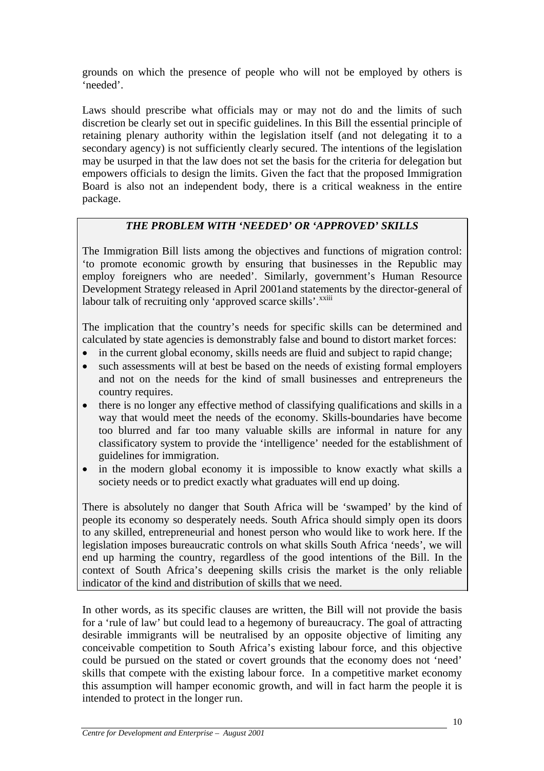grounds on which the presence of people who will not be employed by others is 'needed'.

Laws should prescribe what officials may or may not do and the limits of such discretion be clearly set out in specific guidelines. In this Bill the essential principle of retaining plenary authority within the legislation itself (and not delegating it to a secondary agency) is not sufficiently clearly secured. The intentions of the legislation may be usurped in that the law does not set the basis for the criteria for delegation but empowers officials to design the limits. Given the fact that the proposed Immigration Board is also not an independent body, there is a critical weakness in the entire package.

### *THE PROBLEM WITH 'NEEDED' OR 'APPROVED' SKILLS*

The Immigration Bill lists among the objectives and functions of migration control: 'to promote economic growth by ensuring that businesses in the Republic may employ foreigners who are needed'. Similarly, government's Human Resource Development Strategy released in April 2001and statements by the director-general of labour talk of recruiting only 'approved scarce skills'.[xxiii]

The implication that the country's needs for specific skills can be determined and calculated by state agencies is demonstrably false and bound to distort market forces:

- in the current global economy, skills needs are fluid and subject to rapid change;
- such assessments will at best be based on the needs of existing formal employers and not on the needs for the kind of small businesses and entrepreneurs the country requires.
- there is no longer any effective method of classifying qualifications and skills in a way that would meet the needs of the economy. Skills-boundaries have become too blurred and far too many valuable skills are informal in nature for any classificatory system to provide the 'intelligence' needed for the establishment of guidelines for immigration.
- in the modern global economy it is impossible to know exactly what skills a society needs or to predict exactly what graduates will end up doing.

There is absolutely no danger that South Africa will be 'swamped' by the kind of people its economy so desperately needs. South Africa should simply open its doors to any skilled, entrepreneurial and honest person who would like to work here. If the legislation imposes bureaucratic controls on what skills South Africa 'needs', we will end up harming the country, regardless of the good intentions of the Bill. In the context of South Africa's deepening skills crisis the market is the only reliable indicator of the kind and distribution of skills that we need.

In other words, as its specific clauses are written, the Bill will not provide the basis for a 'rule of law' but could lead to a hegemony of bureaucracy. The goal of attracting desirable immigrants will be neutralised by an opposite objective of limiting any conceivable competition to South Africa's existing labour force, and this objective could be pursued on the stated or covert grounds that the economy does not 'need' skills that compete with the existing labour force. In a competitive market economy this assumption will hamper economic growth, and will in fact harm the people it is intended to protect in the longer run.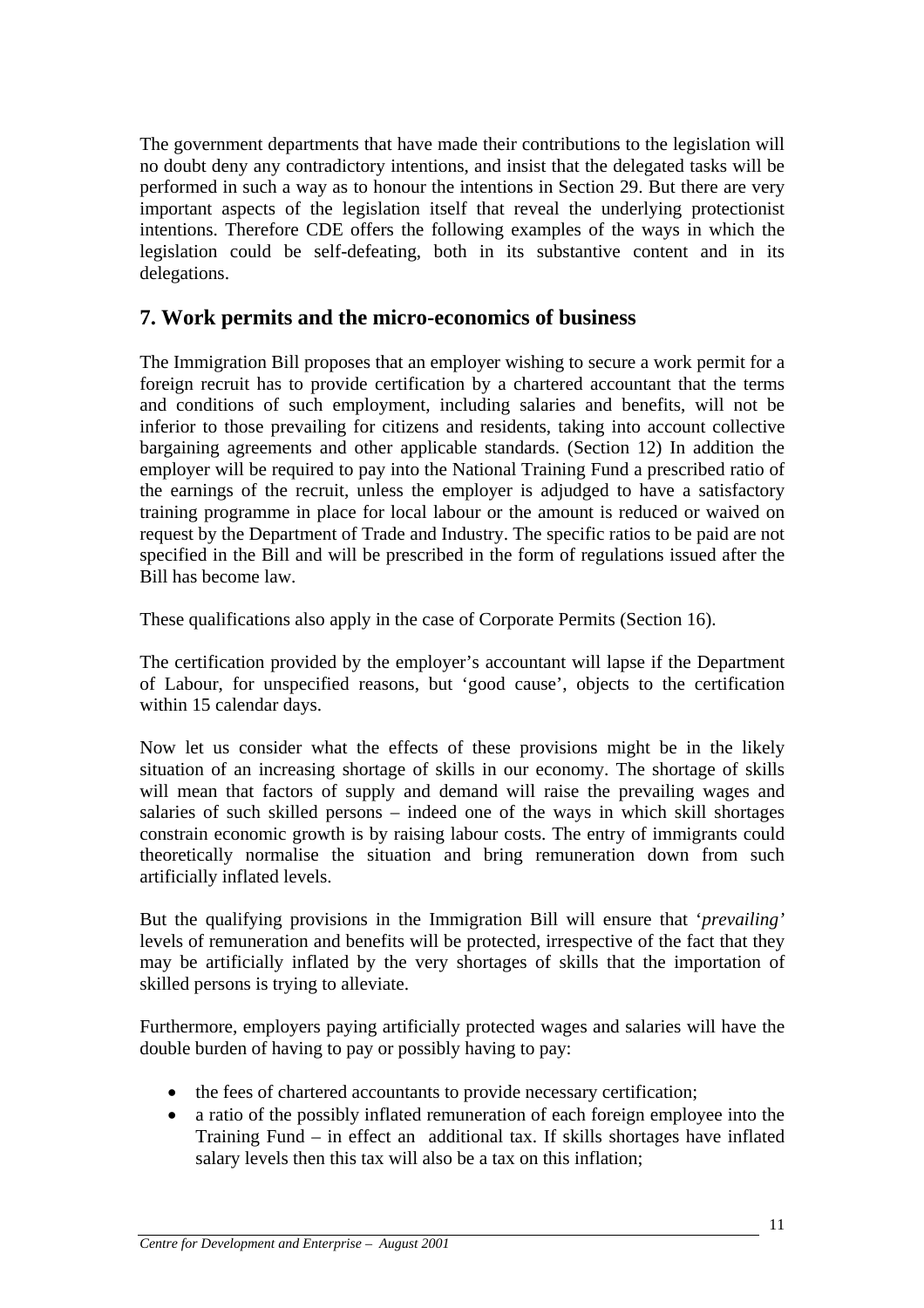The government departments that have made their contributions to the legislation will no doubt deny any contradictory intentions, and insist that the delegated tasks will be performed in such a way as to honour the intentions in Section 29. But there are very important aspects of the legislation itself that reveal the underlying protectionist intentions. Therefore CDE offers the following examples of the ways in which the legislation could be self-defeating, both in its substantive content and in its delegations.

## 7. Work permits and the micro-economics of business

The Immigration Bill proposes that an employer wishing to secure a work permit for a foreign recruit has to provide certification by a chartered accountant that the terms and conditions of such employment, including salaries and benefits, will not be inferior to those prevailing for citizens and residents, taking into account collective bargaining agreements and other applicable standards. (Section 12) In addition the employer will be required to pay into the National Training Fund a prescribed ratio of the earnings of the recruit, unless the employer is adjudged to have a satisfactory training programme in place for local labour or the amount is reduced or waived on request by the Department of Trade and Industry. The specific ratios to be paid are not specified in the Bill and will be prescribed in the form of regulations issued after the Bill has become law.

These qualifications also apply in the case of Corporate Permits (Section 16).

The certification provided by the employer's accountant will lapse if the Department of Labour, for unspecified reasons, but 'good cause', objects to the certification within 15 calendar days.

Now let us consider what the effects of these provisions might be in the likely situation of an increasing shortage of skills in our economy. The shortage of skills will mean that factors of supply and demand will raise the prevailing wages and salaries of such skilled persons – indeed one of the ways in which skill shortages constrain economic growth is by raising labour costs. The entry of immigrants could theoretically normalise the situation and bring remuneration down from such artificially inflated levels.

But the qualifying provisions in the Immigration Bill will ensure that '*prevailing'* levels of remuneration and benefits will be protected, irrespective of the fact that they may be artificially inflated by the very shortages of skills that the importation of skilled persons is trying to alleviate.

Furthermore, employers paying artificially protected wages and salaries will have the double burden of having to pay or possibly having to pay:

- the fees of chartered accountants to provide necessary certification;
- a ratio of the possibly inflated remuneration of each foreign employee into the Training Fund – in effect an additional tax. If skills shortages have inflated salary levels then this tax will also be a tax on this inflation;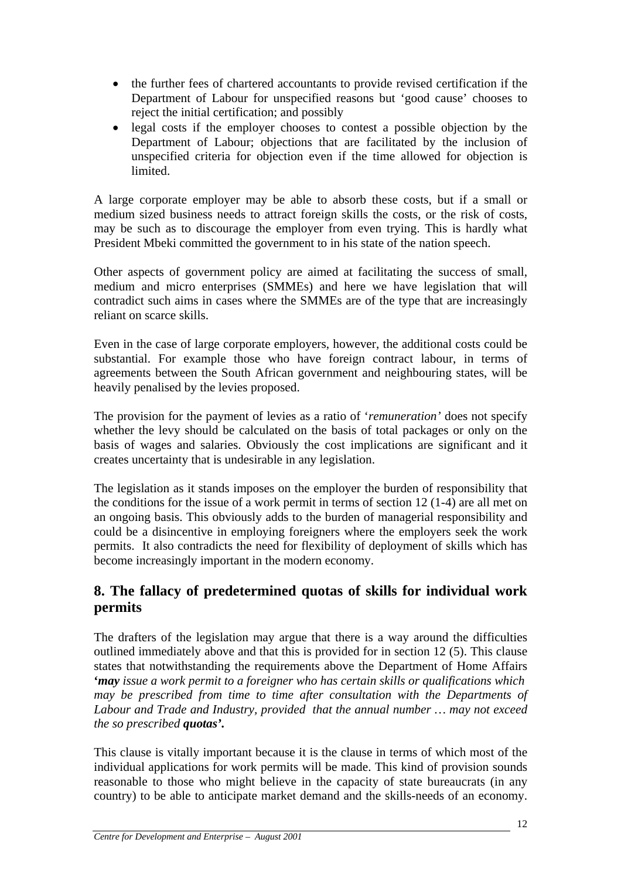- the further fees of chartered accountants to provide revised certification if the Department of Labour for unspecified reasons but 'good cause' chooses to reject the initial certification; and possibly
- legal costs if the employer chooses to contest a possible objection by the Department of Labour; objections that are facilitated by the inclusion of unspecified criteria for objection even if the time allowed for objection is limited.

A large corporate employer may be able to absorb these costs, but if a small or medium sized business needs to attract foreign skills the costs, or the risk of costs, may be such as to discourage the employer from even trying. This is hardly what President Mbeki committed the government to in his state of the nation speech.

Other aspects of government policy are aimed at facilitating the success of small, medium and micro enterprises (SMMEs) and here we have legislation that will contradict such aims in cases where the SMMEs are of the type that are increasingly reliant on scarce skills.

Even in the case of large corporate employers, however, the additional costs could be substantial. For example those who have foreign contract labour, in terms of agreements between the South African government and neighbouring states, will be heavily penalised by the levies proposed.

The provision for the payment of levies as a ratio of '*remuneration'* does not specify whether the levy should be calculated on the basis of total packages or only on the basis of wages and salaries. Obviously the cost implications are significant and it creates uncertainty that is undesirable in any legislation.

The legislation as it stands imposes on the employer the burden of responsibility that the conditions for the issue of a work permit in terms of section 12 (1-4) are all met on an ongoing basis. This obviously adds to the burden of managerial responsibility and could be a disincentive in employing foreigners where the employers seek the work permits. It also contradicts the need for flexibility of deployment of skills which has become increasingly important in the modern economy.

## 8. The fallacy of predetermined quotas of skills for individual work permits

The drafters of the legislation may argue that there is a way around the difficulties outlined immediately above and that this is provided for in section 12 (5). This clause states that notwithstanding the requirements above the Department of Home Affairs **'*may*** *issue a work permit to a foreigner who has certain skills or qualifications which may be prescribed from time to time after consultation with the Departments of Labour and Trade and Industry, provided that the annual number … may not exceed the so prescribed* ***quotas*'.**

This clause is vitally important because it is the clause in terms of which most of the individual applications for work permits will be made. This kind of provision sounds reasonable to those who might believe in the capacity of state bureaucrats (in any country) to be able to anticipate market demand and the skills-needs of an economy.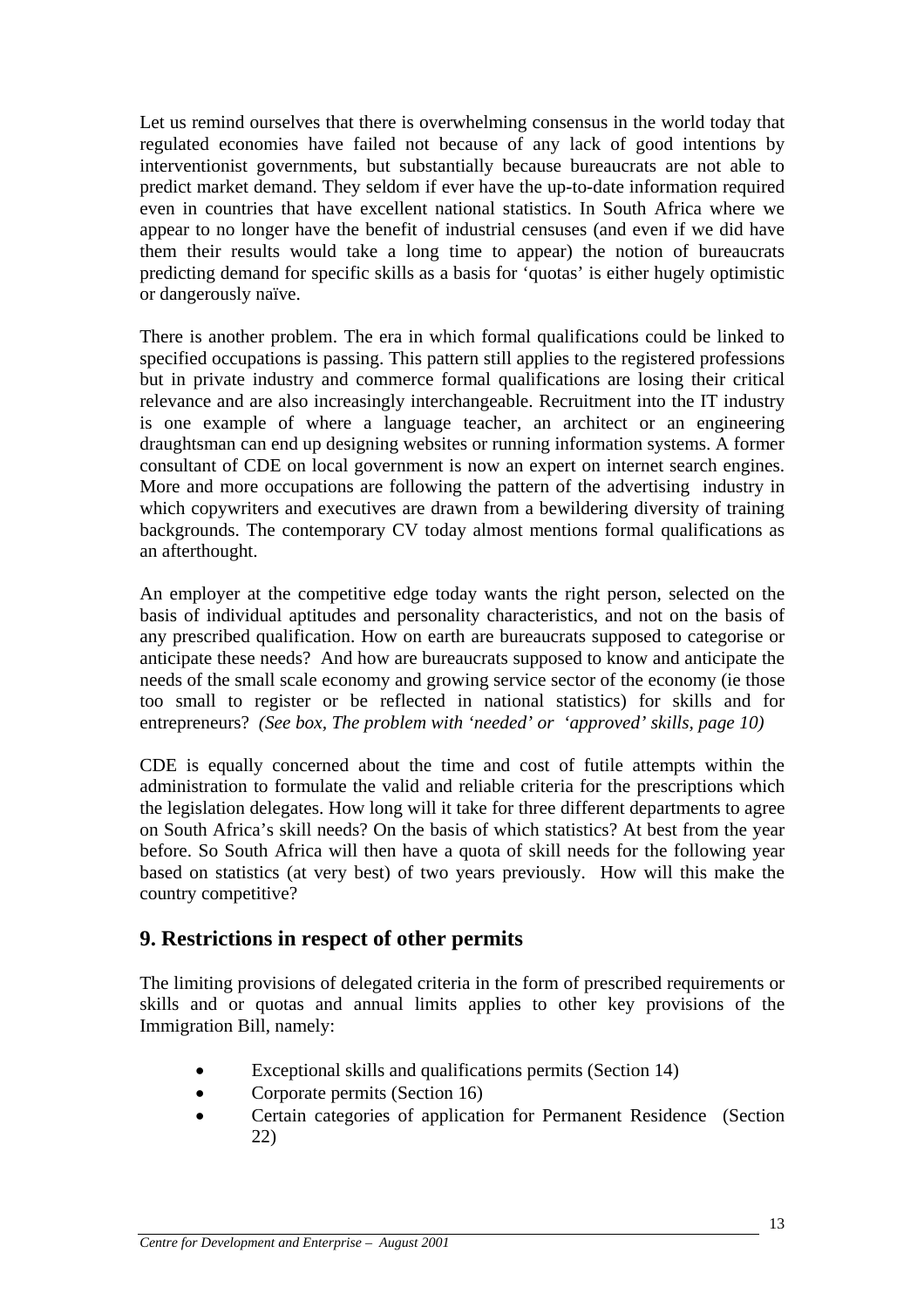Let us remind ourselves that there is overwhelming consensus in the world today that regulated economies have failed not because of any lack of good intentions by interventionist governments, but substantially because bureaucrats are not able to predict market demand. They seldom if ever have the up-to-date information required even in countries that have excellent national statistics. In South Africa where we appear to no longer have the benefit of industrial censuses (and even if we did have them their results would take a long time to appear) the notion of bureaucrats predicting demand for specific skills as a basis for 'quotas' is either hugely optimistic or dangerously naïve.

There is another problem. The era in which formal qualifications could be linked to specified occupations is passing. This pattern still applies to the registered professions but in private industry and commerce formal qualifications are losing their critical relevance and are also increasingly interchangeable. Recruitment into the IT industry is one example of where a language teacher, an architect or an engineering draughtsman can end up designing websites or running information systems. A former consultant of CDE on local government is now an expert on internet search engines. More and more occupations are following the pattern of the advertising industry in which copywriters and executives are drawn from a bewildering diversity of training backgrounds. The contemporary CV today almost mentions formal qualifications as an afterthought.

An employer at the competitive edge today wants the right person, selected on the basis of individual aptitudes and personality characteristics, and not on the basis of any prescribed qualification. How on earth are bureaucrats supposed to categorise or anticipate these needs? And how are bureaucrats supposed to know and anticipate the needs of the small scale economy and growing service sector of the economy (ie those too small to register or be reflected in national statistics) for skills and for entrepreneurs? *(See box, The problem with 'needed' or 'approved' skills, page 10)*

CDE is equally concerned about the time and cost of futile attempts within the administration to formulate the valid and reliable criteria for the prescriptions which the legislation delegates. How long will it take for three different departments to agree on South Africa's skill needs? On the basis of which statistics? At best from the year before. So South Africa will then have a quota of skill needs for the following year based on statistics (at very best) of two years previously. How will this make the country competitive?

## 9. Restrictions in respect of other permits

The limiting provisions of delegated criteria in the form of prescribed requirements or skills and or quotas and annual limits applies to other key provisions of the Immigration Bill, namely:

- Exceptional skills and qualifications permits (Section 14)
- Corporate permits (Section 16)
- Certain categories of application for Permanent Residence (Section 22)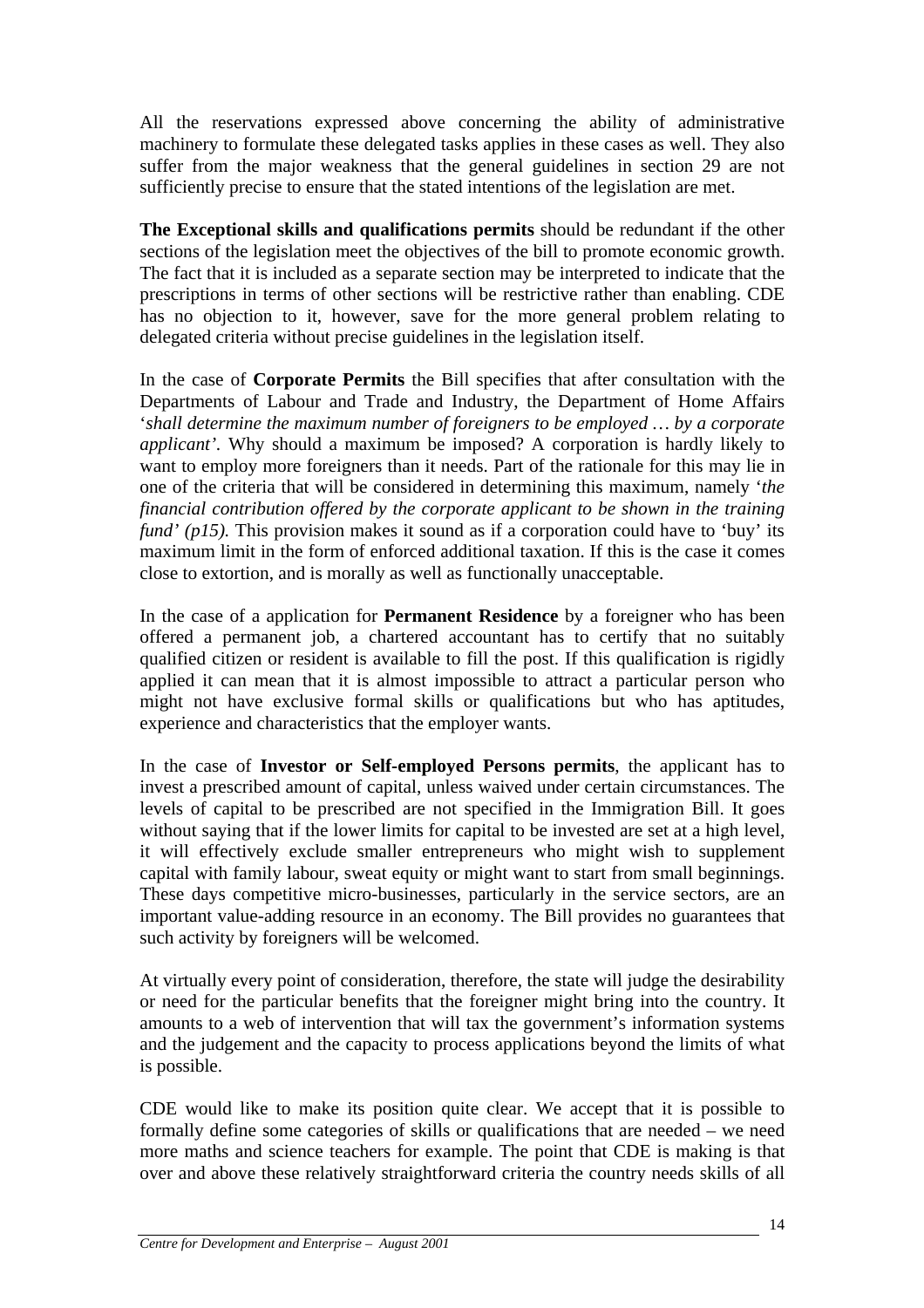All the reservations expressed above concerning the ability of administrative machinery to formulate these delegated tasks applies in these cases as well. They also suffer from the major weakness that the general guidelines in section 29 are not sufficiently precise to ensure that the stated intentions of the legislation are met.

**The Exceptional skills and qualifications permits** should be redundant if the other sections of the legislation meet the objectives of the bill to promote economic growth. The fact that it is included as a separate section may be interpreted to indicate that the prescriptions in terms of other sections will be restrictive rather than enabling. CDE has no objection to it, however, save for the more general problem relating to delegated criteria without precise guidelines in the legislation itself.

In the case of **Corporate Permits** the Bill specifies that after consultation with the Departments of Labour and Trade and Industry, the Department of Home Affairs '*shall determine the maximum number of foreigners to be employed … by a corporate applicant'*. Why should a maximum be imposed? A corporation is hardly likely to want to employ more foreigners than it needs. Part of the rationale for this may lie in one of the criteria that will be considered in determining this maximum, namely '*the financial contribution offered by the corporate applicant to be shown in the training fund' (p15).* This provision makes it sound as if a corporation could have to 'buy' its maximum limit in the form of enforced additional taxation. If this is the case it comes close to extortion, and is morally as well as functionally unacceptable.

In the case of a application for **Permanent Residence** by a foreigner who has been offered a permanent job, a chartered accountant has to certify that no suitably qualified citizen or resident is available to fill the post. If this qualification is rigidly applied it can mean that it is almost impossible to attract a particular person who might not have exclusive formal skills or qualifications but who has aptitudes, experience and characteristics that the employer wants.

In the case of **Investor or Self-employed Persons permits**, the applicant has to invest a prescribed amount of capital, unless waived under certain circumstances. The levels of capital to be prescribed are not specified in the Immigration Bill. It goes without saying that if the lower limits for capital to be invested are set at a high level, it will effectively exclude smaller entrepreneurs who might wish to supplement capital with family labour, sweat equity or might want to start from small beginnings. These days competitive micro-businesses, particularly in the service sectors, are an important value-adding resource in an economy. The Bill provides no guarantees that such activity by foreigners will be welcomed.

At virtually every point of consideration, therefore, the state will judge the desirability or need for the particular benefits that the foreigner might bring into the country. It amounts to a web of intervention that will tax the government's information systems and the judgement and the capacity to process applications beyond the limits of what is possible.

CDE would like to make its position quite clear. We accept that it is possible to formally define some categories of skills or qualifications that are needed – we need more maths and science teachers for example. The point that CDE is making is that over and above these relatively straightforward criteria the country needs skills of all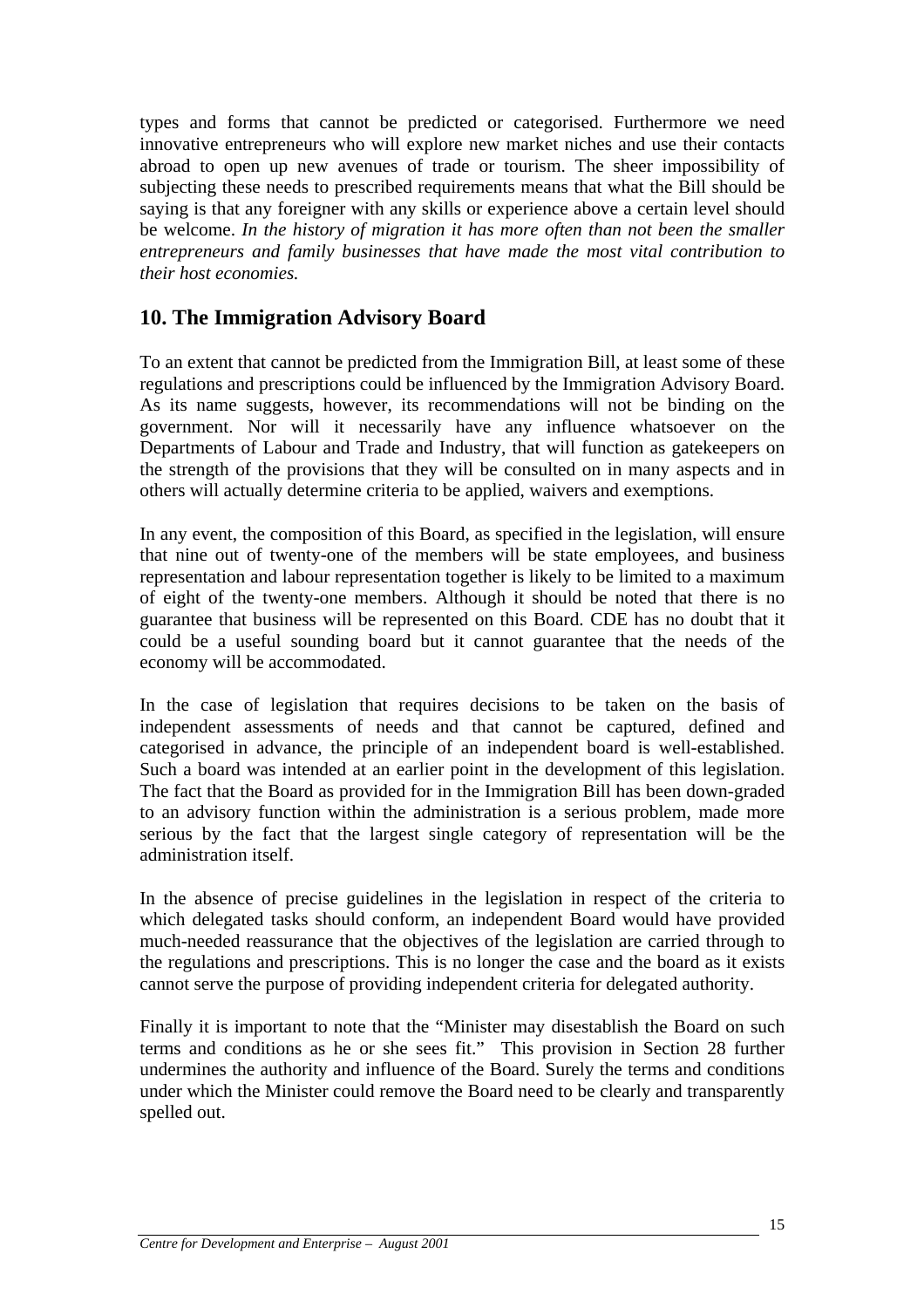types and forms that cannot be predicted or categorised. Furthermore we need innovative entrepreneurs who will explore new market niches and use their contacts abroad to open up new avenues of trade or tourism. The sheer impossibility of subjecting these needs to prescribed requirements means that what the Bill should be saying is that any foreigner with any skills or experience above a certain level should be welcome. *In the history of migration it has more often than not been the smaller entrepreneurs and family businesses that have made the most vital contribution to their host economies.*

## 10. The Immigration Advisory Board

To an extent that cannot be predicted from the Immigration Bill, at least some of these regulations and prescriptions could be influenced by the Immigration Advisory Board. As its name suggests, however, its recommendations will not be binding on the government. Nor will it necessarily have any influence whatsoever on the Departments of Labour and Trade and Industry, that will function as gatekeepers on the strength of the provisions that they will be consulted on in many aspects and in others will actually determine criteria to be applied, waivers and exemptions.

In any event, the composition of this Board, as specified in the legislation, will ensure that nine out of twenty-one of the members will be state employees, and business representation and labour representation together is likely to be limited to a maximum of eight of the twenty-one members. Although it should be noted that there is no guarantee that business will be represented on this Board. CDE has no doubt that it could be a useful sounding board but it cannot guarantee that the needs of the economy will be accommodated.

In the case of legislation that requires decisions to be taken on the basis of independent assessments of needs and that cannot be captured, defined and categorised in advance, the principle of an independent board is well-established. Such a board was intended at an earlier point in the development of this legislation. The fact that the Board as provided for in the Immigration Bill has been down-graded to an advisory function within the administration is a serious problem, made more serious by the fact that the largest single category of representation will be the administration itself.

In the absence of precise guidelines in the legislation in respect of the criteria to which delegated tasks should conform, an independent Board would have provided much-needed reassurance that the objectives of the legislation are carried through to the regulations and prescriptions. This is no longer the case and the board as it exists cannot serve the purpose of providing independent criteria for delegated authority.

Finally it is important to note that the "Minister may disestablish the Board on such terms and conditions as he or she sees fit." This provision in Section 28 further undermines the authority and influence of the Board. Surely the terms and conditions under which the Minister could remove the Board need to be clearly and transparently spelled out.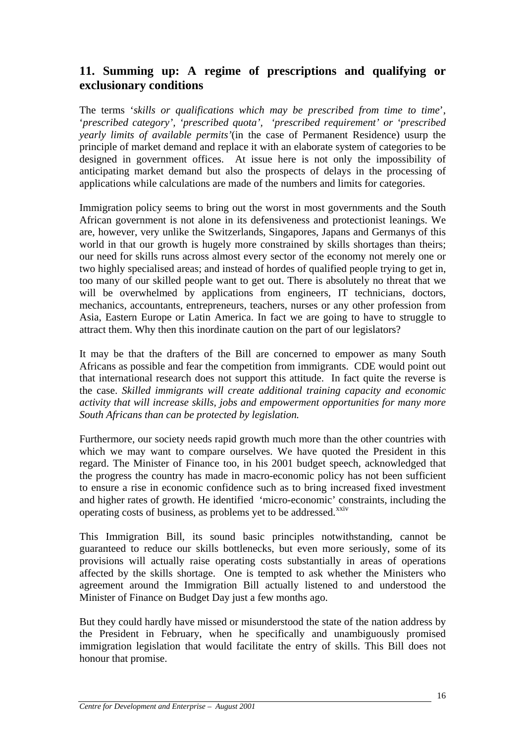## 11. Summing up: A regime of prescriptions and qualifying or exclusionary conditions

The terms '*skills or qualifications which may be prescribed from time to time*', '*prescribed category', 'prescribed quota', 'prescribed requirement' or 'prescribed yearly limits of available permits'*(in the case of Permanent Residence) usurp the principle of market demand and replace it with an elaborate system of categories to be designed in government offices. At issue here is not only the impossibility of anticipating market demand but also the prospects of delays in the processing of applications while calculations are made of the numbers and limits for categories.

Immigration policy seems to bring out the worst in most governments and the South African government is not alone in its defensiveness and protectionist leanings. We are, however, very unlike the Switzerlands, Singapores, Japans and Germanys of this world in that our growth is hugely more constrained by skills shortages than theirs; our need for skills runs across almost every sector of the economy not merely one or two highly specialised areas; and instead of hordes of qualified people trying to get in, too many of our skilled people want to get out. There is absolutely no threat that we will be overwhelmed by applications from engineers, IT technicians, doctors, mechanics, accountants, entrepreneurs, teachers, nurses or any other profession from Asia, Eastern Europe or Latin America. In fact we are going to have to struggle to attract them. Why then this inordinate caution on the part of our legislators?

It may be that the drafters of the Bill are concerned to empower as many South Africans as possible and fear the competition from immigrants. CDE would point out that international research does not support this attitude. In fact quite the reverse is the case. *Skilled immigrants will create additional training capacity and economic activity that will increase skills, jobs and empowerment opportunities for many more South Africans than can be protected by legislation.*

Furthermore, our society needs rapid growth much more than the other countries with which we may want to compare ourselves. We have quoted the President in this regard. The Minister of Finance too, in his 2001 budget speech, acknowledged that the progress the country has made in macro-economic policy has not been sufficient to ensure a rise in economic confidence such as to bring increased fixed investment and higher rates of growth. He identified 'micro-economic' constraints, including the operating costs of business, as problems yet to be addressed.[xxiv]

This Immigration Bill, its sound basic principles notwithstanding, cannot be guaranteed to reduce our skills bottlenecks, but even more seriously, some of its provisions will actually raise operating costs substantially in areas of operations affected by the skills shortage. One is tempted to ask whether the Ministers who agreement around the Immigration Bill actually listened to and understood the Minister of Finance on Budget Day just a few months ago.

But they could hardly have missed or misunderstood the state of the nation address by the President in February, when he specifically and unambiguously promised immigration legislation that would facilitate the entry of skills. This Bill does not honour that promise.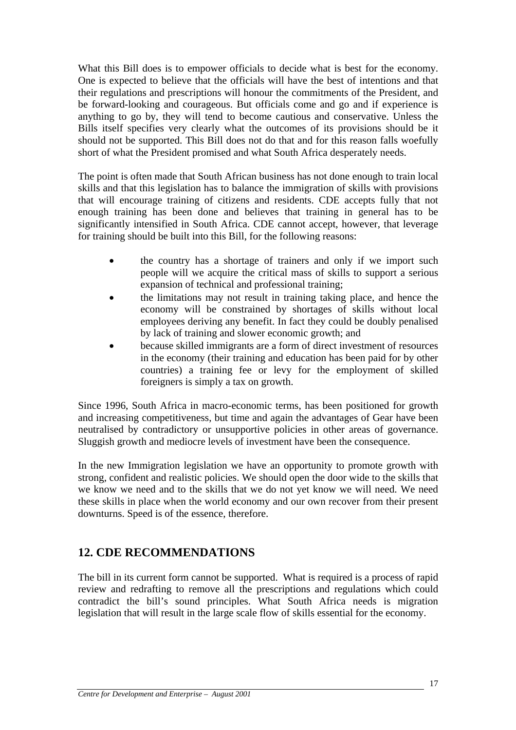What this Bill does is to empower officials to decide what is best for the economy. One is expected to believe that the officials will have the best of intentions and that their regulations and prescriptions will honour the commitments of the President, and be forward-looking and courageous. But officials come and go and if experience is anything to go by, they will tend to become cautious and conservative. Unless the Bills itself specifies very clearly what the outcomes of its provisions should be it should not be supported. This Bill does not do that and for this reason falls woefully short of what the President promised and what South Africa desperately needs.

The point is often made that South African business has not done enough to train local skills and that this legislation has to balance the immigration of skills with provisions that will encourage training of citizens and residents. CDE accepts fully that not enough training has been done and believes that training in general has to be significantly intensified in South Africa. CDE cannot accept, however, that leverage for training should be built into this Bill, for the following reasons:

- the country has a shortage of trainers and only if we import such people will we acquire the critical mass of skills to support a serious expansion of technical and professional training;
- the limitations may not result in training taking place, and hence the economy will be constrained by shortages of skills without local employees deriving any benefit. In fact they could be doubly penalised by lack of training and slower economic growth; and
- because skilled immigrants are a form of direct investment of resources in the economy (their training and education has been paid for by other countries) a training fee or levy for the employment of skilled foreigners is simply a tax on growth.

Since 1996, South Africa in macro-economic terms, has been positioned for growth and increasing competitiveness, but time and again the advantages of Gear have been neutralised by contradictory or unsupportive policies in other areas of governance. Sluggish growth and mediocre levels of investment have been the consequence.

In the new Immigration legislation we have an opportunity to promote growth with strong, confident and realistic policies. We should open the door wide to the skills that we know we need and to the skills that we do not yet know we will need. We need these skills in place when the world economy and our own recover from their present downturns. Speed is of the essence, therefore.

## 12. CDE RECOMMENDATIONS

The bill in its current form cannot be supported. What is required is a process of rapid review and redrafting to remove all the prescriptions and regulations which could contradict the bill's sound principles. What South Africa needs is migration legislation that will result in the large scale flow of skills essential for the economy.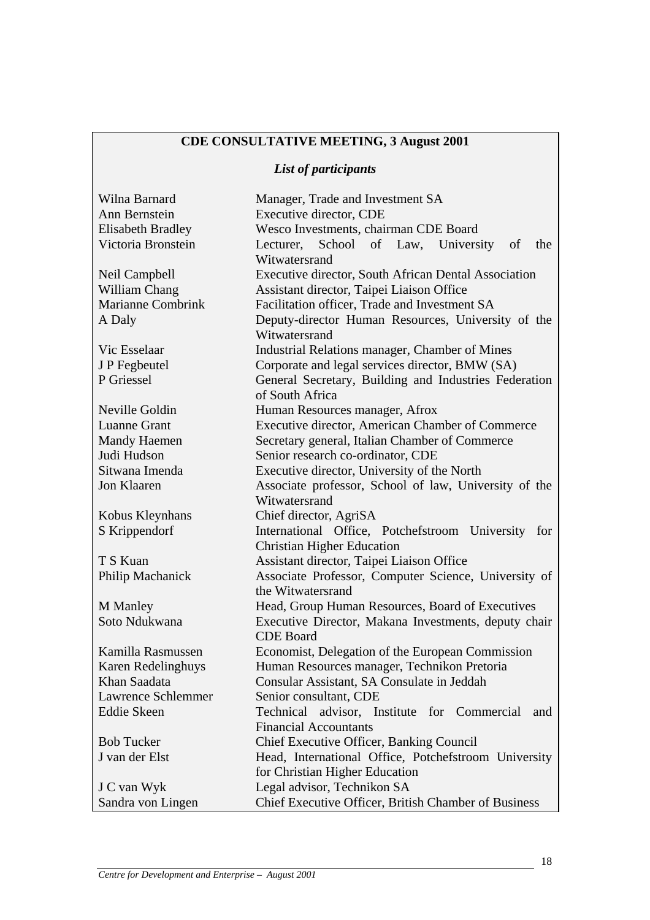**CDE CONSULTATIVE MEETING, 3 August 2001**

*List of participants*

| | |
|---|---|
| Wilna Barnard | Manager, Trade and Investment SA |
| Ann Bernstein | Executive director, CDE |
| Elisabeth Bradley | Wesco Investments, chairman CDE Board |
| Victoria Bronstein | Lecturer, School of Law, University of the Witwatersrand |
| Neil Campbell | Executive director, South African Dental Association |
| William Chang | Assistant director, Taipei Liaison Office |
| Marianne Combrink | Facilitation officer, Trade and Investment SA |
| A Daly | Deputy-director Human Resources, University of the Witwatersrand |
| Vic Esselaar | Industrial Relations manager, Chamber of Mines |
| J P Fegbeutel | Corporate and legal services director, BMW (SA) |
| P Griessel | General Secretary, Building and Industries Federation of South Africa |
| Neville Goldin | Human Resources manager, Afrox |
| Luanne Grant | Executive director, American Chamber of Commerce |
| Mandy Haemen | Secretary general, Italian Chamber of Commerce |
| Judi Hudson | Senior research co-ordinator, CDE |
| Sitwana Imenda | Executive director, University of the North |
| Jon Klaaren | Associate professor, School of law, University of the Witwatersrand |
| Kobus Kleynhans | Chief director, AgriSA |
| S Krippendorf | International Office, Potchefstroom University for Christian Higher Education |
| T S Kuan | Assistant director, Taipei Liaison Office |
| Philip Machanick | Associate Professor, Computer Science, University of the Witwatersrand |
| M Manley | Head, Group Human Resources, Board of Executives |
| Soto Ndukwana | Executive Director, Makana Investments, deputy chair CDE Board |
| Kamilla Rasmussen | Economist, Delegation of the European Commission |
| Karen Redelinghuys | Human Resources manager, Technikon Pretoria |
| Khan Saadata | Consular Assistant, SA Consulate in Jeddah |
| Lawrence Schlemmer | Senior consultant, CDE |
| Eddie Skeen | Technical advisor, Institute for Commercial and Financial Accountants |
| Bob Tucker | Chief Executive Officer, Banking Council |
| J van der Elst | Head, International Office, Potchefstroom University for Christian Higher Education |
| J C van Wyk | Legal advisor, Technikon SA |
| Sandra von Lingen | Chief Executive Officer, British Chamber of Business |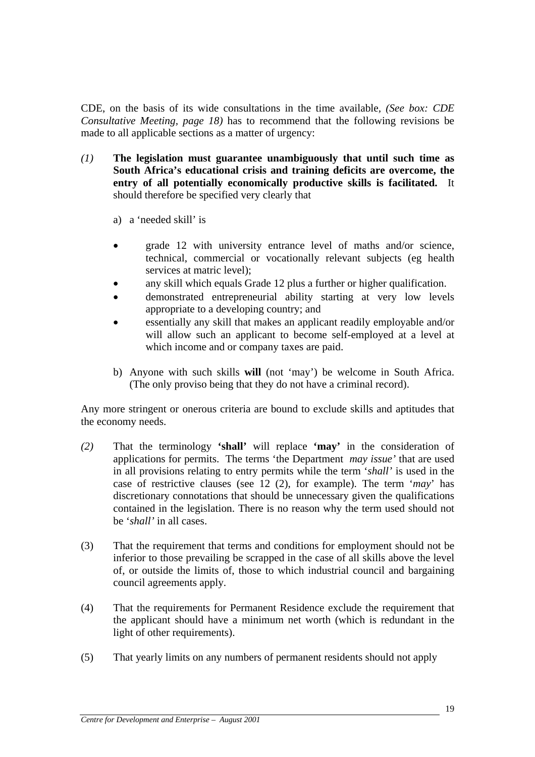CDE, on the basis of its wide consultations in the time available, *(See box: CDE Consultative Meeting, page 18)* has to recommend that the following revisions be made to all applicable sections as a matter of urgency:

*(1)* **The legislation must guarantee unambiguously that until such time as South Africa's educational crisis and training deficits are overcome, the entry of all potentially economically productive skills is facilitated.** It should therefore be specified very clearly that

a) a 'needed skill' is

- grade 12 with university entrance level of maths and/or science, technical, commercial or vocationally relevant subjects (eg health services at matric level);
- any skill which equals Grade 12 plus a further or higher qualification.
- demonstrated entrepreneurial ability starting at very low levels appropriate to a developing country; and
- essentially any skill that makes an applicant readily employable and/or will allow such an applicant to become self-employed at a level at which income and or company taxes are paid.

b) Anyone with such skills **will** (not 'may') be welcome in South Africa. (The only proviso being that they do not have a criminal record).

Any more stringent or onerous criteria are bound to exclude skills and aptitudes that the economy needs.

*(2)* That the terminology **'shall'** will replace **'may'** in the consideration of applications for permits. The terms 'the Department *may issue'* that are used in all provisions relating to entry permits while the term '*shall'* is used in the case of restrictive clauses (see 12 (2), for example). The term '*may*' has discretionary connotations that should be unnecessary given the qualifications contained in the legislation. There is no reason why the term used should not be '*shall'* in all cases.

(3) That the requirement that terms and conditions for employment should not be inferior to those prevailing be scrapped in the case of all skills above the level of, or outside the limits of, those to which industrial council and bargaining council agreements apply.

(4) That the requirements for Permanent Residence exclude the requirement that the applicant should have a minimum net worth (which is redundant in the light of other requirements).

(5) That yearly limits on any numbers of permanent residents should not apply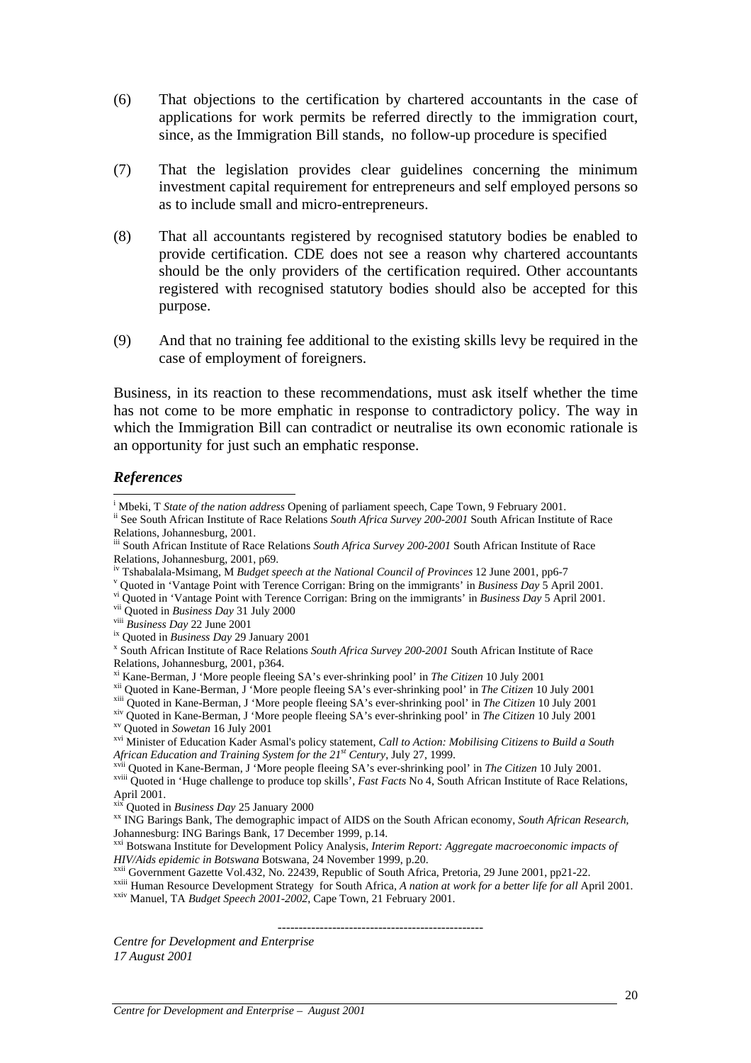(6) That objections to the certification by chartered accountants in the case of applications for work permits be referred directly to the immigration court, since, as the Immigration Bill stands, no follow-up procedure is specified

(7) That the legislation provides clear guidelines concerning the minimum investment capital requirement for entrepreneurs and self employed persons so as to include small and micro-entrepreneurs.

(8) That all accountants registered by recognised statutory bodies be enabled to provide certification. CDE does not see a reason why chartered accountants should be the only providers of the certification required. Other accountants registered with recognised statutory bodies should also be accepted for this purpose.

(9) And that no training fee additional to the existing skills levy be required in the case of employment of foreigners.

Business, in its reaction to these recommendations, must ask itself whether the time has not come to be more emphatic in response to contradictory policy. The way in which the Immigration Bill can contradict or neutralise its own economic rationale is an opportunity for just such an emphatic response.

### *References*

[i] Mbeki, T *State of the nation address* Opening of parliament speech, Cape Town, 9 February 2001.

[ii] See South African Institute of Race Relations *South Africa Survey 200-2001* South African Institute of Race Relations, Johannesburg, 2001.

[iii] South African Institute of Race Relations *South Africa Survey 200-2001* South African Institute of Race Relations, Johannesburg, 2001, p69.

[iv] Tshabalala-Msimang, M *Budget speech at the National Council of Provinces* 12 June 2001, pp6-7

[v] Quoted in 'Vantage Point with Terence Corrigan: Bring on the immigrants' in *Business Day* 5 April 2001.

[vi] Quoted in 'Vantage Point with Terence Corrigan: Bring on the immigrants' in *Business Day* 5 April 2001.

[vii] Quoted in *Business Day* 31 July 2000

[viii] *Business Day* 22 June 2001

[ix] Quoted in *Business Day* 29 January 2001

[x] South African Institute of Race Relations *South Africa Survey 200-2001* South African Institute of Race Relations, Johannesburg, 2001, p364.

[xi] Kane-Berman, J 'More people fleeing SA's ever-shrinking pool' in *The Citizen* 10 July 2001

[xii] Quoted in Kane-Berman, J 'More people fleeing SA's ever-shrinking pool' in *The Citizen* 10 July 2001

[xiii] Quoted in Kane-Berman, J 'More people fleeing SA's ever-shrinking pool' in *The Citizen* 10 July 2001

[xiv] Quoted in Kane-Berman, J 'More people fleeing SA's ever-shrinking pool' in *The Citizen* 10 July 2001

[xv] Quoted in *Sowetan* 16 July 2001

[xvi] Minister of Education Kader Asmal's policy statement, *Call to Action: Mobilising Citizens to Build a South African Education and Training System for the 21st Century*, July 27, 1999.

[xvii] Quoted in Kane-Berman, J 'More people fleeing SA's ever-shrinking pool' in *The Citizen* 10 July 2001.

[xviii] Quoted in 'Huge challenge to produce top skills', *Fast Facts* No 4, South African Institute of Race Relations, April 2001.

[xix] Quoted in *Business Day* 25 January 2000

[xx] ING Barings Bank, The demographic impact of AIDS on the South African economy, *South African Research*, Johannesburg: ING Barings Bank, 17 December 1999, p.14.

[xxi] Botswana Institute for Development Policy Analysis, *Interim Report: Aggregate macroeconomic impacts of HIV/Aids epidemic in Botswana* Botswana, 24 November 1999, p.20.

[xxii] Government Gazette Vol.432, No. 22439, Republic of South Africa, Pretoria, 29 June 2001, pp21-22.

[xxiii] Human Resource Development Strategy for South Africa, *A nation at work for a better life for all* April 2001.

[xxiv] Manuel, TA *Budget Speech 2001-2002*, Cape Town, 21 February 2001.

-------------------------------------------------

*Centre for Development and Enterprise*
*17 August 2001*